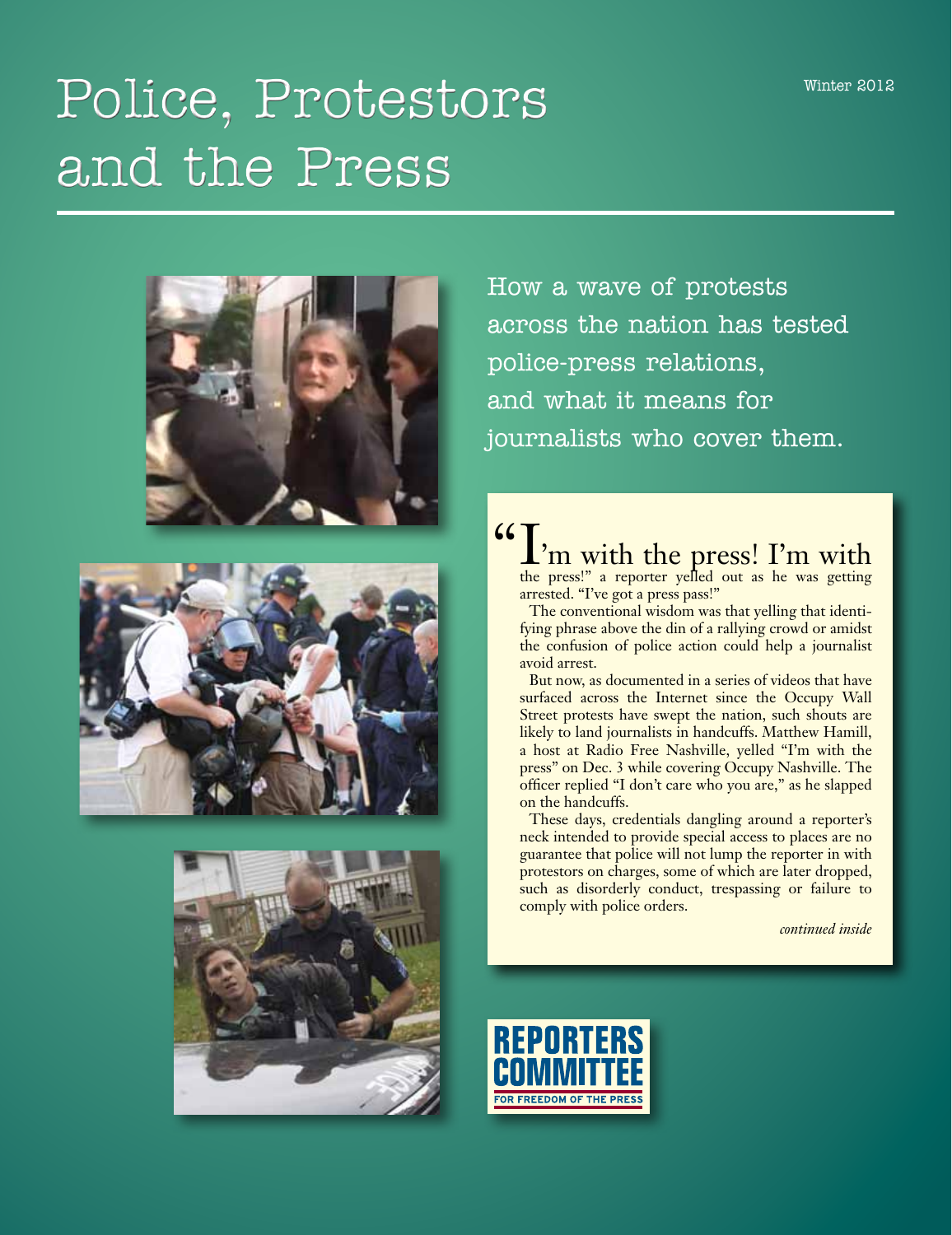Winter 2012

# Police, Protestors and the Press

How a wave of protests across the nation has tested police-press relations, and what it means for journalists who cover them.

"I'm with the press! I'm with the press!" a reporter yelled out as he was getting arrested. "I've got a press pass!"

The conventional wisdom was that yelling that identifying phrase above the din of a rallying crowd or amidst the confusion of police action could help a journalist avoid arrest.

But now, as documented in a series of videos that have surfaced across the Internet since the Occupy Wall Street protests have swept the nation, such shouts are likely to land journalists in handcuffs. Matthew Hamill, a host at Radio Free Nashville, yelled "I'm with the press" on Dec. 3 while covering Occupy Nashville. The officer replied "I don't care who you are," as he slapped on the handcuffs.

These days, credentials dangling around a reporter's neck intended to provide special access to places are no guarantee that police will not lump the reporter in with protestors on charges, some of which are later dropped, such as disorderly conduct, trespassing or failure to comply with police orders.

*continued inside*

REPORTERS COMMITTEE FOR FREEDOM OF THE PRESS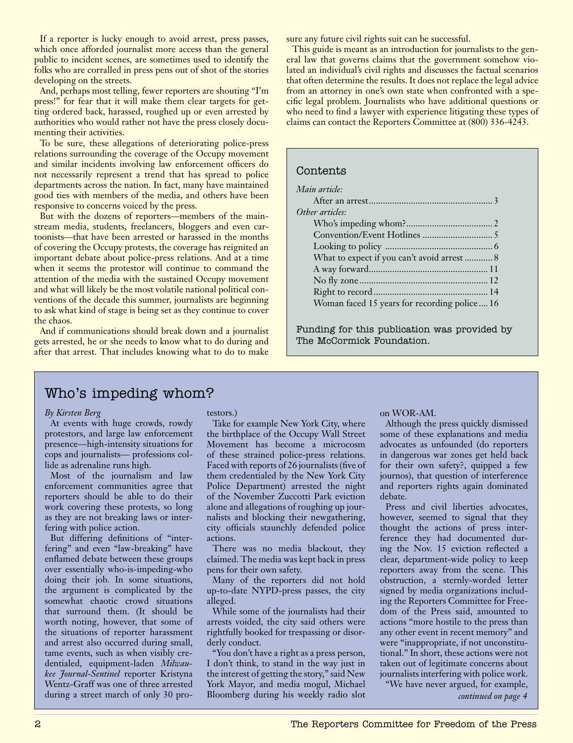If a reporter is lucky enough to avoid arrest, press passes, which once afforded journalist more access than the general public to incident scenes, are sometimes used to identify the folks who are corralled in press pens out of shot of the stories developing on the streets.

And, perhaps most telling, fewer reporters are shouting "I'm press!" for fear that it will make them clear targets for getting ordered back, harassed, roughed up or even arrested by authorities who would rather not have the press closely documenting their activities.

To be sure, these allegations of deteriorating police-press relations surrounding the coverage of the Occupy movement and similar incidents involving law enforcement officers do not necessarily represent a trend that has spread to police departments across the nation. In fact, many have maintained good ties with members of the media, and others have been responsive to concerns voiced by the press.

But with the dozens of reporters—members of the mainstream media, students, freelancers, bloggers and even cartoonists—that have been arrested or harassed in the months of covering the Occupy protests, the coverage has reignited an important debate about police-press relations. And at a time when it seems the protestor will continue to command the attention of the media with the sustained Occupy movement and what will likely be the most volatile national political conventions of the decade this summer, journalists are beginning to ask what kind of stage is being set as they continue to cover the chaos.

And if communications should break down and a journalist gets arrested, he or she needs to know what to do during and after that arrest. That includes knowing what to do to make sure any future civil rights suit can be successful.

This guide is meant as an introduction for journalists to the general law that governs claims that the government somehow violated an individual's civil rights and discusses the factual scenarios that often determine the results. It does not replace the legal advice from an attorney in one's own state when confronted with a specific legal problem. Journalists who have additional questions or who need to find a lawyer with experience litigating these types of claims can contact the Reporters Committee at (800) 336-4243.

## Contents

*Main article:*

- After an arrest .................................................... 3

*Other articles:*

- Who's impeding whom? .................................... 2
- Convention/Event Hotlines ............................. 5
- Looking to policy ............................................ 6
- What to expect if you can't avoid arrest ............ 8
- A way forward.................................................. 11
- No fly zone ...................................................... 12
- Right to record ................................................ 14
- Woman faced 15 years for recording police .... 16

Funding for this publication was provided by The McCormick Foundation.

## Who's impeding whom?

*By Kirsten Berg*

At events with huge crowds, rowdy protestors, and large law enforcement presence—high-intensity situations for cops and journalists— professions collide as adrenaline runs high.

Most of the journalism and law enforcement communities agree that reporters should be able to do their work covering these protests, so long as they are not breaking laws or interfering with police action.

But differing definitions of "interfering" and even "law-breaking" have enflamed debate between these groups over essentially who-is-impeding-who doing their job. In some situations, the argument is complicated by the somewhat chaotic crowd situations that surround them. (It should be worth noting, however, that some of the situations of reporter harassment and arrest also occurred during small, tame events, such as when visibly credentialed, equipment-laden *Milwaukee Journal-Sentinel* reporter Kristyna Wentz-Graff was one of three arrested during a street march of only 30 protestors.)

Take for example New York City, where the birthplace of the Occupy Wall Street Movement has become a microcosm of these strained police-press relations. Faced with reports of 26 journalists (five of them credentialed by the New York City Police Department) arrested the night of the November Zuccotti Park eviction alone and allegations of roughing up journalists and blocking their newgathering, city officials staunchly defended police actions.

There was no media blackout, they claimed. The media was kept back in press pens for their own safety.

Many of the reporters did not hold up-to-date NYPD-press passes, the city alleged.

While some of the journalists had their arrests voided, the city said others were rightfully booked for trespassing or disorderly conduct.

"You don't have a right as a press person, I don't think, to stand in the way just in the interest of getting the story," said New York Mayor, and media mogul, Michael Bloomberg during his weekly radio slot on WOR-AM.

Although the press quickly dismissed some of these explanations and media advocates as unfounded (do reporters in dangerous war zones get held back for their own safety?, quipped a few journos), that question of interference and reporters rights again dominated debate.

Press and civil liberties advocates, however, seemed to signal that they thought the actions of press interference they had documented during the Nov. 15 eviction reflected a clear, department-wide policy to keep reporters away from the scene. This obstruction, a sternly-worded letter signed by media organizations including the Reporters Committee for Freedom of the Press said, amounted to actions "more hostile to the press than any other event in recent memory" and were "inappropriate, if not unconstitutional." In short, these actions were not taken out of legitimate concerns about journalists interfering with police work.

"We have never argued, for example,

*continued on page 4*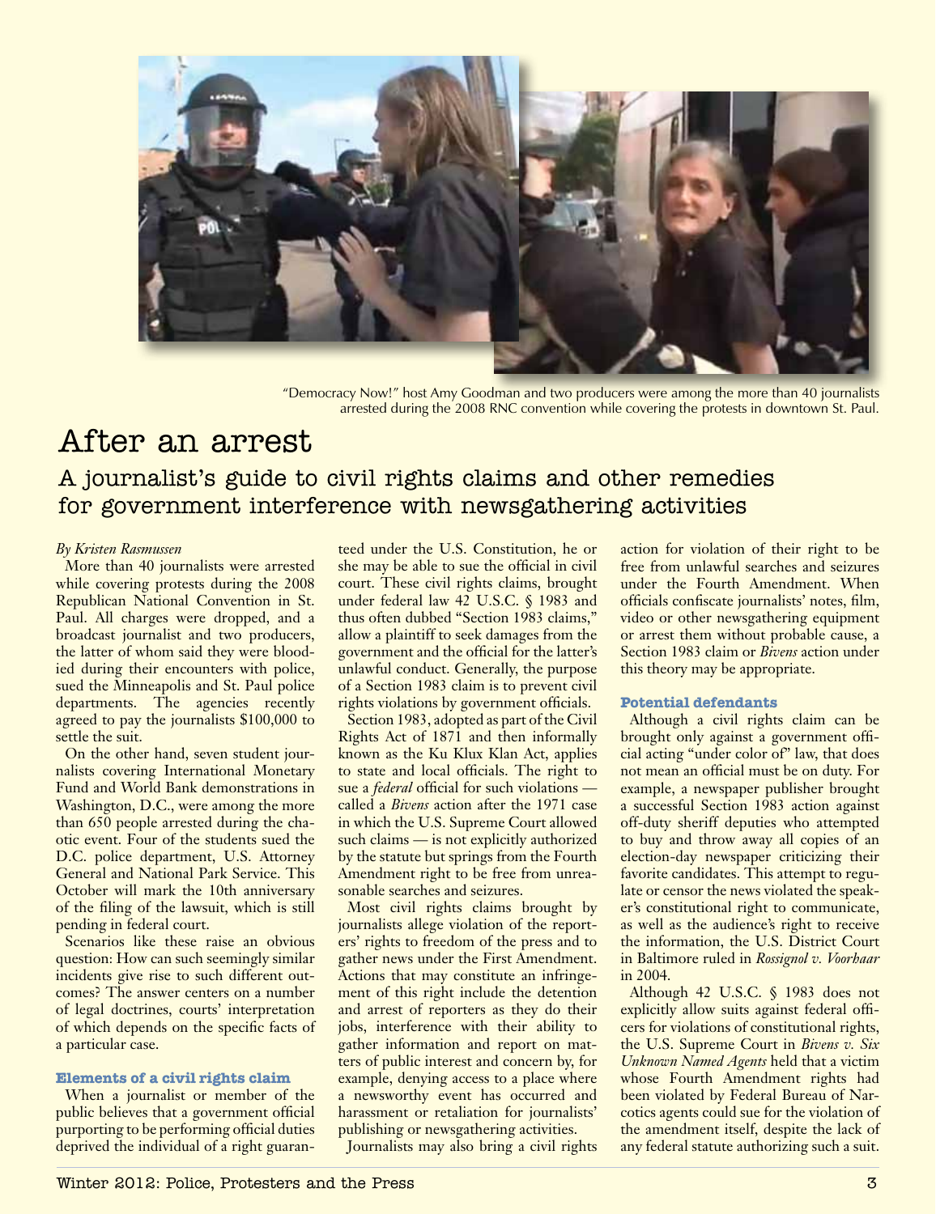"Democracy Now!" host Amy Goodman and two producers were among the more than 40 journalists arrested during the 2008 RNC convention while covering the protests in downtown St. Paul.

# After an arrest

## A journalist's guide to civil rights claims and other remedies for government interference with newsgathering activities

*By Kristen Rasmussen*

More than 40 journalists were arrested while covering protests during the 2008 Republican National Convention in St. Paul. All charges were dropped, and a broadcast journalist and two producers, the latter of whom said they were bloodied during their encounters with police, sued the Minneapolis and St. Paul police departments. The agencies recently agreed to pay the journalists $100,000 to settle the suit.

On the other hand, seven student journalists covering International Monetary Fund and World Bank demonstrations in Washington, D.C., were among the more than 650 people arrested during the chaotic event. Four of the students sued the D.C. police department, U.S. Attorney General and National Park Service. This October will mark the 10th anniversary of the filing of the lawsuit, which is still pending in federal court.

Scenarios like these raise an obvious question: How can such seemingly similar incidents give rise to such different outcomes? The answer centers on a number of legal doctrines, courts' interpretation of which depends on the specific facts of a particular case.

### Elements of a civil rights claim

When a journalist or member of the public believes that a government official purporting to be performing official duties deprived the individual of a right guaranteed under the U.S. Constitution, he or she may be able to sue the official in civil court. These civil rights claims, brought under federal law 42 U.S.C. § 1983 and thus often dubbed "Section 1983 claims," allow a plaintiff to seek damages from the government and the official for the latter's unlawful conduct. Generally, the purpose of a Section 1983 claim is to prevent civil rights violations by government officials.

Section 1983, adopted as part of the Civil Rights Act of 1871 and then informally known as the Ku Klux Klan Act, applies to state and local officials. The right to sue a *federal* official for such violations — called a *Bivens* action after the 1971 case in which the U.S. Supreme Court allowed such claims — is not explicitly authorized by the statute but springs from the Fourth Amendment right to be free from unreasonable searches and seizures.

Most civil rights claims brought by journalists allege violation of the reporters' rights to freedom of the press and to gather news under the First Amendment. Actions that may constitute an infringement of this right include the detention and arrest of reporters as they do their jobs, interference with their ability to gather information and report on matters of public interest and concern by, for example, denying access to a place where a newsworthy event has occurred and harassment or retaliation for journalists' publishing or newsgathering activities.

Journalists may also bring a civil rights action for violation of their right to be free from unlawful searches and seizures under the Fourth Amendment. When officials confiscate journalists' notes, film, video or other newsgathering equipment or arrest them without probable cause, a Section 1983 claim or *Bivens* action under this theory may be appropriate.

### Potential defendants

Although a civil rights claim can be brought only against a government official acting "under color of" law, that does not mean an official must be on duty. For example, a newspaper publisher brought a successful Section 1983 action against off-duty sheriff deputies who attempted to buy and throw away all copies of an election-day newspaper criticizing their favorite candidates. This attempt to regulate or censor the news violated the speaker's constitutional right to communicate, as well as the audience's right to receive the information, the U.S. District Court in Baltimore ruled in *Rossignol v. Voorhaar* in 2004.

Although 42 U.S.C. § 1983 does not explicitly allow suits against federal officers for violations of constitutional rights, the U.S. Supreme Court in *Bivens v. Six Unknown Named Agents* held that a victim whose Fourth Amendment rights had been violated by Federal Bureau of Narcotics agents could sue for the violation of the amendment itself, despite the lack of any federal statute authorizing such a suit.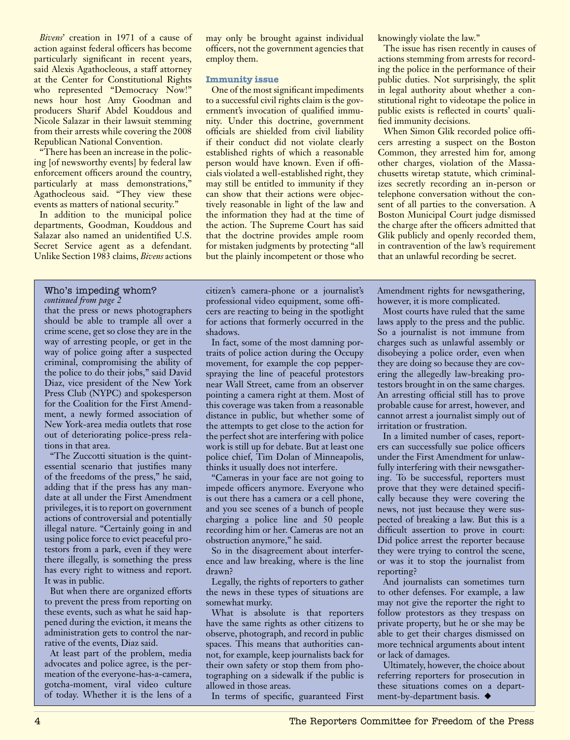*Bivens*' creation in 1971 of a cause of action against federal officers has become particularly significant in recent years, said Alexis Agathocleous, a staff attorney at the Center for Constitutional Rights who represented "Democracy Now!" news hour host Amy Goodman and producers Sharif Abdel Kouddous and Nicole Salazar in their lawsuit stemming from their arrests while covering the 2008 Republican National Convention.

"There has been an increase in the policing [of newsworthy events] by federal law enforcement officers around the country, particularly at mass demonstrations," Agathocleous said. "They view these events as matters of national security."

In addition to the municipal police departments, Goodman, Kouddous and Salazar also named an unidentified U.S. Secret Service agent as a defendant. Unlike Section 1983 claims, *Bivens* actions may only be brought against individual officers, not the government agencies that employ them.

### Immunity issue

One of the most significant impediments to a successful civil rights claim is the government's invocation of qualified immunity. Under this doctrine, government officials are shielded from civil liability if their conduct did not violate clearly established rights of which a reasonable person would have known. Even if officials violated a well-established right, they may still be entitled to immunity if they can show that their actions were objectively reasonable in light of the law and the information they had at the time of the action. The Supreme Court has said that the doctrine provides ample room for mistaken judgments by protecting "all but the plainly incompetent or those who knowingly violate the law."

The issue has risen recently in causes of actions stemming from arrests for recording the police in the performance of their public duties. Not surprisingly, the split in legal authority about whether a constitutional right to videotape the police in public exists is reflected in courts' qualified immunity decisions.

When Simon Glik recorded police officers arresting a suspect on the Boston Common, they arrested him for, among other charges, violation of the Massachusetts wiretap statute, which criminalizes secretly recording an in-person or telephone conversation without the consent of all parties to the conversation. A Boston Municipal Court judge dismissed the charge after the officers admitted that Glik publicly and openly recorded them, in contravention of the law's requirement that an unlawful recording be secret.

## Who's impeding whom?

*continued from page 2*

that the press or news photographers should be able to trample all over a crime scene, get so close they are in the way of arresting people, or get in the way of police going after a suspected criminal, compromising the ability of the police to do their jobs," said David Diaz, vice president of the New York Press Club (NYPC) and spokesperson for the Coalition for the First Amendment, a newly formed association of New York-area media outlets that rose out of deteriorating police-press relations in that area.

"The Zuccotti situation is the quintessential scenario that justifies many of the freedoms of the press," he said, adding that if the press has any mandate at all under the First Amendment privileges, it is to report on government actions of controversial and potentially illegal nature. "Certainly going in and using police force to evict peaceful protestors from a park, even if they were there illegally, is something the press has every right to witness and report. It was in public.

But when there are organized efforts to prevent the press from reporting on these events, such as what he said happened during the eviction, it means the administration gets to control the narrative of the events, Diaz said.

At least part of the problem, media advocates and police agree, is the permeation of the everyone-has-a-camera, gotcha-moment, viral video culture of today. Whether it is the lens of a citizen's camera-phone or a journalist's professional video equipment, some officers are reacting to being in the spotlight for actions that formerly occurred in the shadows.

In fact, some of the most damning portraits of police action during the Occupy movement, for example the cop pepper-spraying the line of peaceful protestors near Wall Street, came from an observer pointing a camera right at them. Most of this coverage was taken from a reasonable distance in public, but whether some of the attempts to get close to the action for the perfect shot are interfering with police work is still up for debate. But at least one police chief, Tim Dolan of Minneapolis, thinks it usually does not interfere.

"Cameras in your face are not going to impede officers anymore. Everyone who is out there has a camera or a cell phone, and you see scenes of a bunch of people charging a police line and 50 people recording him or her. Cameras are not an obstruction anymore," he said.

So in the disagreement about interference and law breaking, where is the line drawn?

Legally, the rights of reporters to gather the news in these types of situations are somewhat murky.

What is absolute is that reporters have the same rights as other citizens to observe, photograph, and record in public spaces. This means that authorities cannot, for example, keep journalists back for their own safety or stop them from photographing on a sidewalk if the public is allowed in those areas.

In terms of specific, guaranteed First Amendment rights for newsgathering, however, it is more complicated.

Most courts have ruled that the same laws apply to the press and the public. So a journalist is not immune from charges such as unlawful assembly or disobeying a police order, even when they are doing so because they are covering the allegedly law-breaking protestors brought in on the same charges. An arresting official still has to prove probable cause for arrest, however, and cannot arrest a journalist simply out of irritation or frustration.

In a limited number of cases, reporters can successfully sue police officers under the First Amendment for unlawfully interfering with their newsgathering. To be successful, reporters must prove that they were detained specifically because they were covering the news, not just because they were suspected of breaking a law. But this is a difficult assertion to prove in court: Did police arrest the reporter because they were trying to control the scene, or was it to stop the journalist from reporting?

And journalists can sometimes turn to other defenses. For example, a law may not give the reporter the right to follow protestors as they trespass on private property, but he or she may be able to get their charges dismissed on more technical arguments about intent or lack of damages.

Ultimately, however, the choice about referring reporters for prosecution in these situations comes on a department-by-department basis. ◆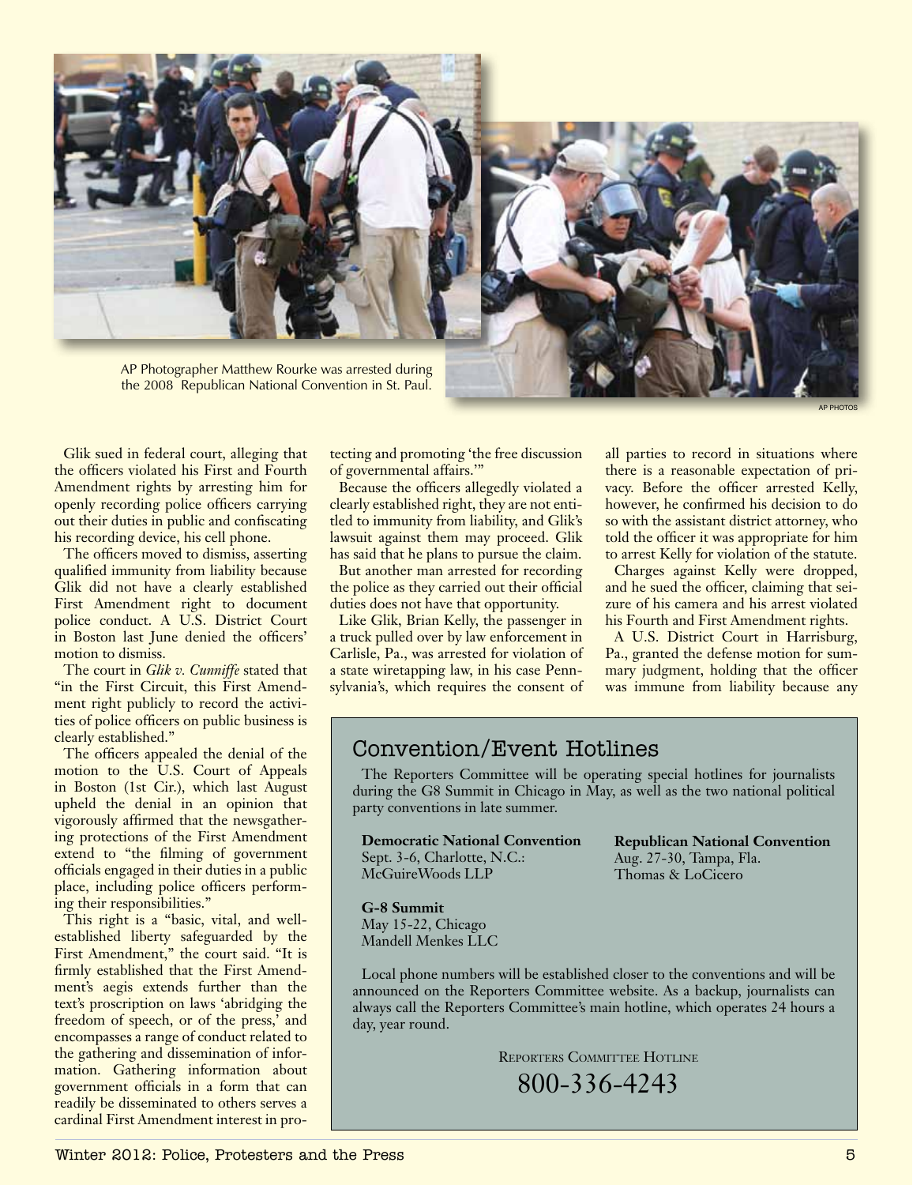AP Photographer Matthew Rourke was arrested during the 2008 Republican National Convention in St. Paul.

AP PHOTOS

Glik sued in federal court, alleging that the officers violated his First and Fourth Amendment rights by arresting him for openly recording police officers carrying out their duties in public and confiscating his recording device, his cell phone.

The officers moved to dismiss, asserting qualified immunity from liability because Glik did not have a clearly established First Amendment right to document police conduct. A U.S. District Court in Boston last June denied the officers' motion to dismiss.

The court in *Glik v. Cunniffe* stated that "in the First Circuit, this First Amendment right publicly to record the activities of police officers on public business is clearly established."

The officers appealed the denial of the motion to the U.S. Court of Appeals in Boston (1st Cir.), which last August upheld the denial in an opinion that vigorously affirmed that the newsgathering protections of the First Amendment extend to "the filming of government officials engaged in their duties in a public place, including police officers performing their responsibilities."

This right is a "basic, vital, and well-established liberty safeguarded by the First Amendment," the court said. "It is firmly established that the First Amendment's aegis extends further than the text's proscription on laws 'abridging the freedom of speech, or of the press,' and encompasses a range of conduct related to the gathering and dissemination of information. Gathering information about government officials in a form that can readily be disseminated to others serves a cardinal First Amendment interest in protecting and promoting 'the free discussion of governmental affairs.'"

Because the officers allegedly violated a clearly established right, they are not entitled to immunity from liability, and Glik's lawsuit against them may proceed. Glik has said that he plans to pursue the claim.

But another man arrested for recording the police as they carried out their official duties does not have that opportunity.

Like Glik, Brian Kelly, the passenger in a truck pulled over by law enforcement in Carlisle, Pa., was arrested for violation of a state wiretapping law, in his case Pennsylvania's, which requires the consent of all parties to record in situations where there is a reasonable expectation of privacy. Before the officer arrested Kelly, however, he confirmed his decision to do so with the assistant district attorney, who told the officer it was appropriate for him to arrest Kelly for violation of the statute.

Charges against Kelly were dropped, and he sued the officer, claiming that seizure of his camera and his arrest violated his Fourth and First Amendment rights.

A U.S. District Court in Harrisburg, Pa., granted the defense motion for summary judgment, holding that the officer was immune from liability because any

## Convention/Event Hotlines

The Reporters Committee will be operating special hotlines for journalists during the G8 Summit in Chicago in May, as well as the two national political party conventions in late summer.

**Democratic National Convention**
Sept. 3-6, Charlotte, N.C.:
McGuireWoods LLP

**Republican National Convention**
Aug. 27-30, Tampa, Fla.
Thomas & LoCicero

**G-8 Summit**
May 15-22, Chicago
Mandell Menkes LLC

Local phone numbers will be established closer to the conventions and will be announced on the Reporters Committee website. As a backup, journalists can always call the Reporters Committee's main hotline, which operates 24 hours a day, year round.

REPORTERS COMMITTEE HOTLINE

800-336-4243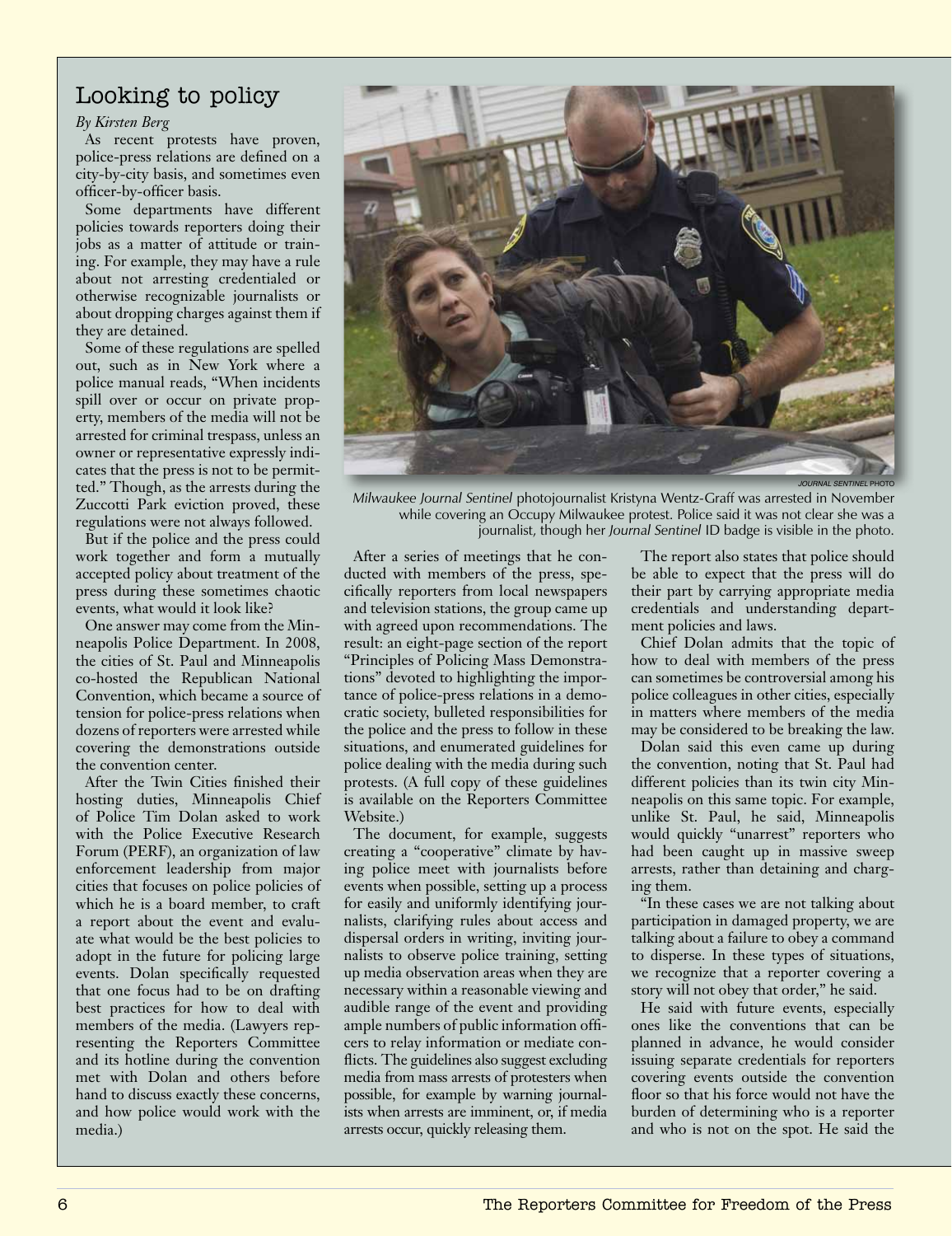## Looking to policy

*By Kirsten Berg*

As recent protests have proven, police-press relations are defined on a city-by-city basis, and sometimes even officer-by-officer basis.

Some departments have different policies towards reporters doing their jobs as a matter of attitude or training. For example, they may have a rule about not arresting credentialed or otherwise recognizable journalists or about dropping charges against them if they are detained.

Some of these regulations are spelled out, such as in New York where a police manual reads, "When incidents spill over or occur on private property, members of the media will not be arrested for criminal trespass, unless an owner or representative expressly indicates that the press is not to be permitted." Though, as the arrests during the Zuccotti Park eviction proved, these regulations were not always followed.

But if the police and the press could work together and form a mutually accepted policy about treatment of the press during these sometimes chaotic events, what would it look like?

One answer may come from the Minneapolis Police Department. In 2008, the cities of St. Paul and Minneapolis co-hosted the Republican National Convention, which became a source of tension for police-press relations when dozens of reporters were arrested while covering the demonstrations outside the convention center.

After the Twin Cities finished their hosting duties, Minneapolis Chief of Police Tim Dolan asked to work with the Police Executive Research Forum (PERF), an organization of law enforcement leadership from major cities that focuses on police policies of which he is a board member, to craft a report about the event and evaluate what would be the best policies to adopt in the future for policing large events. Dolan specifically requested that one focus had to be on drafting best practices for how to deal with members of the media. (Lawyers representing the Reporters Committee and its hotline during the convention met with Dolan and others before hand to discuss exactly these concerns, and how police would work with the media.)

JOURNAL SENTINEL PHOTO

*Milwaukee Journal Sentinel* photojournalist Kristyna Wentz-Graff was arrested in November while covering an Occupy Milwaukee protest. Police said it was not clear she was a journalist, though her *Journal Sentinel* ID badge is visible in the photo.

After a series of meetings that he conducted with members of the press, specifically reporters from local newspapers and television stations, the group came up with agreed upon recommendations. The result: an eight-page section of the report "Principles of Policing Mass Demonstrations" devoted to highlighting the importance of police-press relations in a democratic society, bulleted responsibilities for the police and the press to follow in these situations, and enumerated guidelines for police dealing with the media during such protests. (A full copy of these guidelines is available on the Reporters Committee Website.)

The document, for example, suggests creating a "cooperative" climate by having police meet with journalists before events when possible, setting up a process for easily and uniformly identifying journalists, clarifying rules about access and dispersal orders in writing, inviting journalists to observe police training, setting up media observation areas when they are necessary within a reasonable viewing and audible range of the event and providing ample numbers of public information officers to relay information or mediate conflicts. The guidelines also suggest excluding media from mass arrests of protesters when possible, for example by warning journalists when arrests are imminent, or, if media arrests occur, quickly releasing them.

The report also states that police should be able to expect that the press will do their part by carrying appropriate media credentials and understanding department policies and laws.

Chief Dolan admits that the topic of how to deal with members of the press can sometimes be controversial among his police colleagues in other cities, especially in matters where members of the media may be considered to be breaking the law.

Dolan said this even came up during the convention, noting that St. Paul had different policies than its twin city Minneapolis on this same topic. For example, unlike St. Paul, he said, Minneapolis would quickly "unarrest" reporters who had been caught up in massive sweep arrests, rather than detaining and charging them.

"In these cases we are not talking about participation in damaged property, we are talking about a failure to obey a command to disperse. In these types of situations, we recognize that a reporter covering a story will not obey that order," he said.

He said with future events, especially ones like the conventions that can be planned in advance, he would consider issuing separate credentials for reporters covering events outside the convention floor so that his force would not have the burden of determining who is a reporter and who is not on the spot. He said the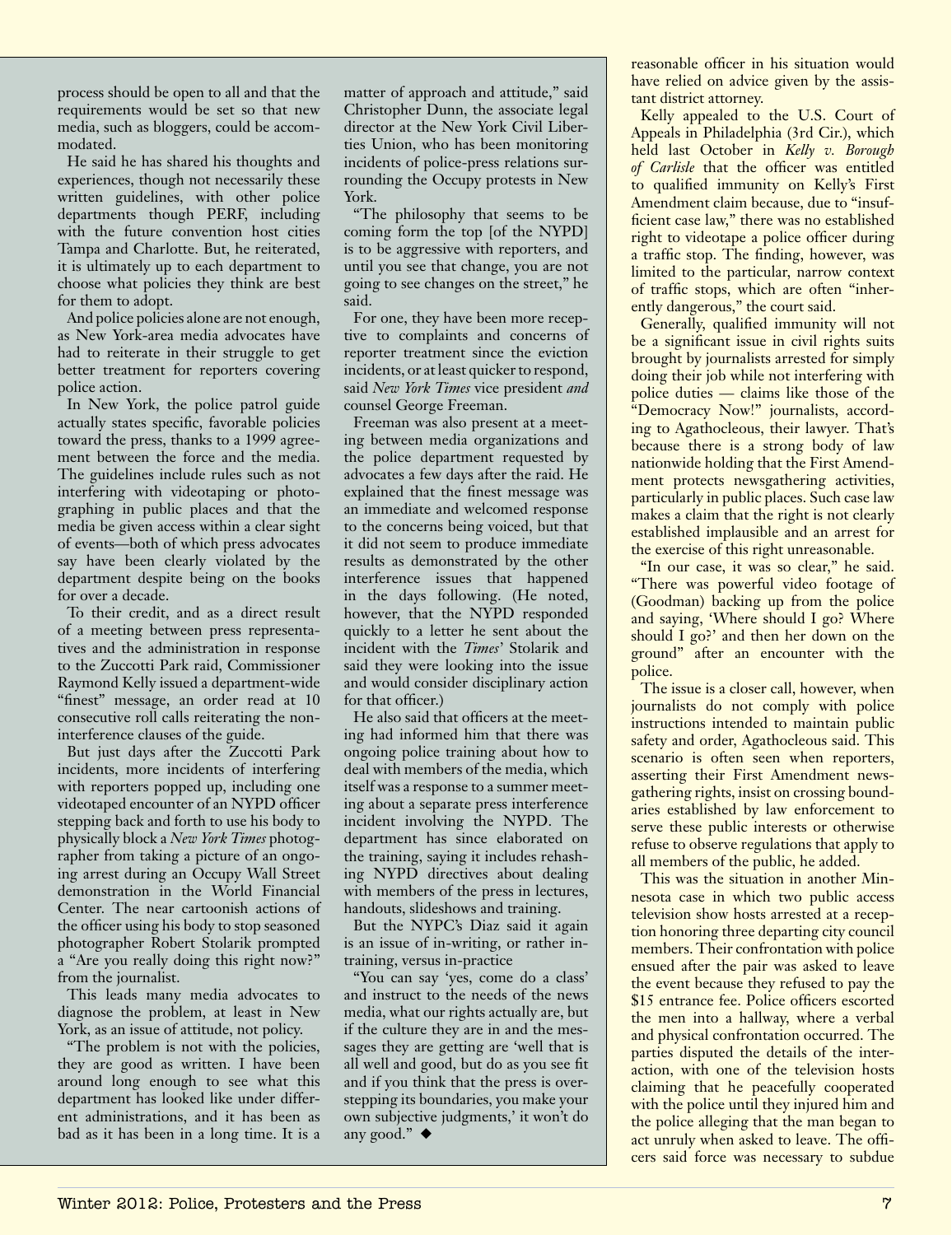process should be open to all and that the requirements would be set so that new media, such as bloggers, could be accommodated.

He said he has shared his thoughts and experiences, though not necessarily these written guidelines, with other police departments though PERF, including with the future convention host cities Tampa and Charlotte. But, he reiterated, it is ultimately up to each department to choose what policies they think are best for them to adopt.

And police policies alone are not enough, as New York-area media advocates have had to reiterate in their struggle to get better treatment for reporters covering police action.

In New York, the police patrol guide actually states specific, favorable policies toward the press, thanks to a 1999 agreement between the force and the media. The guidelines include rules such as not interfering with videotaping or photographing in public places and that the media be given access within a clear sight of events—both of which press advocates say have been clearly violated by the department despite being on the books for over a decade.

To their credit, and as a direct result of a meeting between press representatives and the administration in response to the Zuccotti Park raid, Commissioner Raymond Kelly issued a department-wide "finest" message, an order read at 10 consecutive roll calls reiterating the non-interference clauses of the guide.

But just days after the Zuccotti Park incidents, more incidents of interfering with reporters popped up, including one videotaped encounter of an NYPD officer stepping back and forth to use his body to physically block a *New York Times* photographer from taking a picture of an ongoing arrest during an Occupy Wall Street demonstration in the World Financial Center. The near cartoonish actions of the officer using his body to stop seasoned photographer Robert Stolarik prompted a "Are you really doing this right now?" from the journalist.

This leads many media advocates to diagnose the problem, at least in New York, as an issue of attitude, not policy.

"The problem is not with the policies, they are good as written. I have been around long enough to see what this department has looked like under different administrations, and it has been as bad as it has been in a long time. It is a matter of approach and attitude," said Christopher Dunn, the associate legal director at the New York Civil Liberties Union, who has been monitoring incidents of police-press relations surrounding the Occupy protests in New York.

"The philosophy that seems to be coming form the top [of the NYPD] is to be aggressive with reporters, and until you see that change, you are not going to see changes on the street," he said.

For one, they have been more receptive to complaints and concerns of reporter treatment since the eviction incidents, or at least quicker to respond, said *New York Times* vice president *and* counsel George Freeman.

Freeman was also present at a meeting between media organizations and the police department requested by advocates a few days after the raid. He explained that the finest message was an immediate and welcomed response to the concerns being voiced, but that it did not seem to produce immediate results as demonstrated by the other interference issues that happened in the days following. (He noted, however, that the NYPD responded quickly to a letter he sent about the incident with the *Times*' Stolarik and said they were looking into the issue and would consider disciplinary action for that officer.)

He also said that officers at the meeting had informed him that there was ongoing police training about how to deal with members of the media, which itself was a response to a summer meeting about a separate press interference incident involving the NYPD. The department has since elaborated on the training, saying it includes rehashing NYPD directives about dealing with members of the press in lectures, handouts, slideshows and training.

But the NYPC's Diaz said it again is an issue of in-writing, or rather in-training, versus in-practice

"You can say 'yes, come do a class' and instruct to the needs of the news media, what our rights actually are, but if the culture they are in and the messages they are getting are 'well that is all well and good, but do as you see fit and if you think that the press is overstepping its boundaries, you make your own subjective judgments,' it won't do any good." ◆

reasonable officer in his situation would have relied on advice given by the assistant district attorney.

Kelly appealed to the U.S. Court of Appeals in Philadelphia (3rd Cir.), which held last October in *Kelly v. Borough of Carlisle* that the officer was entitled to qualified immunity on Kelly's First Amendment claim because, due to "insufficient case law," there was no established right to videotape a police officer during a traffic stop. The finding, however, was limited to the particular, narrow context of traffic stops, which are often "inherently dangerous," the court said.

Generally, qualified immunity will not be a significant issue in civil rights suits brought by journalists arrested for simply doing their job while not interfering with police duties — claims like those of the "Democracy Now!" journalists, according to Agathocleous, their lawyer. That's because there is a strong body of law nationwide holding that the First Amendment protects newsgathering activities, particularly in public places. Such case law makes a claim that the right is not clearly established implausible and an arrest for the exercise of this right unreasonable.

"In our case, it was so clear," he said. "There was powerful video footage of (Goodman) backing up from the police and saying, 'Where should I go? Where should I go?' and then her down on the ground" after an encounter with the police.

The issue is a closer call, however, when journalists do not comply with police instructions intended to maintain public safety and order, Agathocleous said. This scenario is often seen when reporters, asserting their First Amendment newsgathering rights, insist on crossing boundaries established by law enforcement to serve these public interests or otherwise refuse to observe regulations that apply to all members of the public, he added.

This was the situation in another Minnesota case in which two public access television show hosts arrested at a reception honoring three departing city council members. Their confrontation with police ensued after the pair was asked to leave the event because they refused to pay the $15 entrance fee. Police officers escorted the men into a hallway, where a verbal and physical confrontation occurred. The parties disputed the details of the interaction, with one of the television hosts claiming that he peacefully cooperated with the police until they injured him and the police alleging that the man began to act unruly when asked to leave. The officers said force was necessary to subdue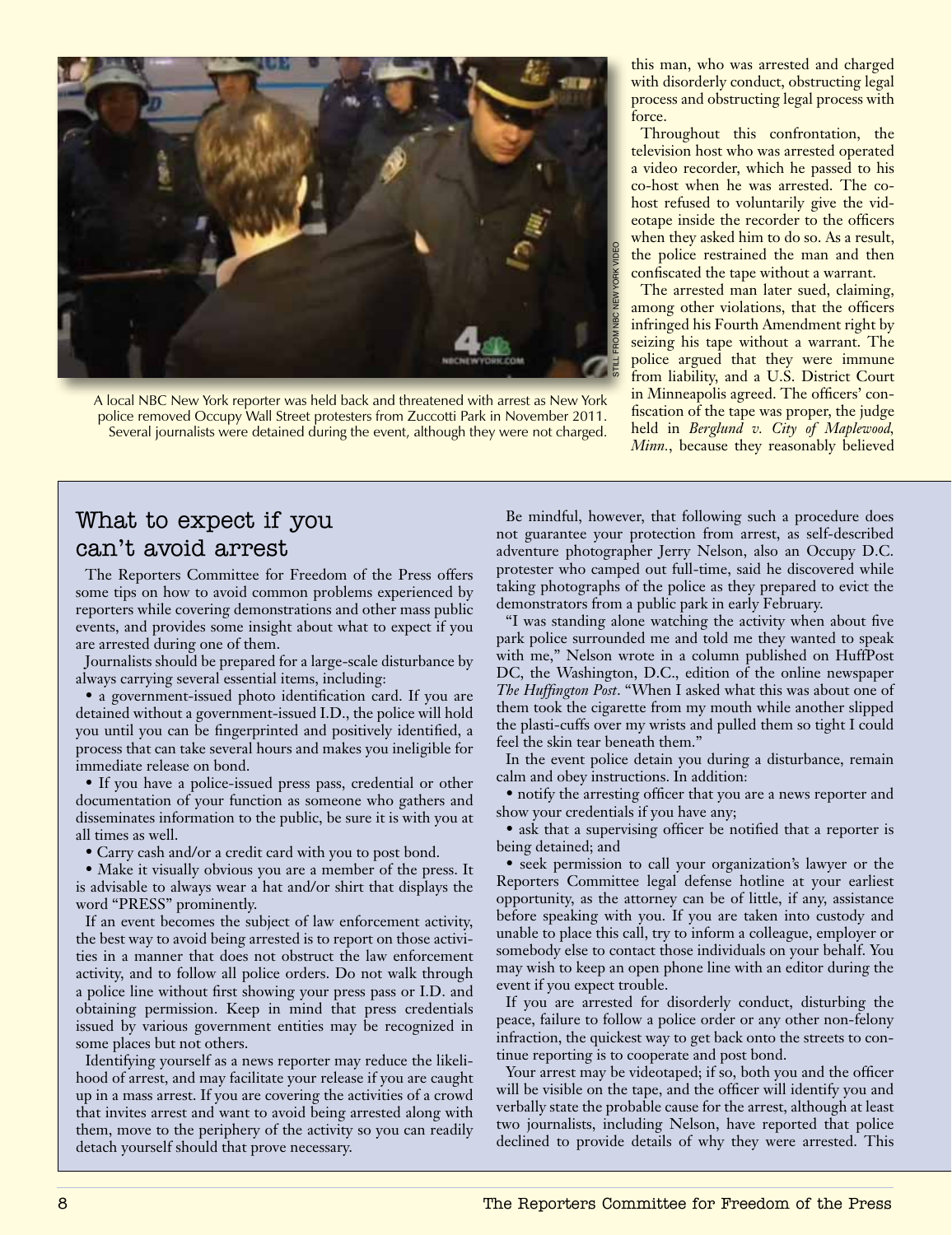A local NBC New York reporter was held back and threatened with arrest as New York police removed Occupy Wall Street protesters from Zuccotti Park in November 2011. Several journalists were detained during the event, although they were not charged.

STILL FROM NBC NEW YORK VIDEO

this man, who was arrested and charged with disorderly conduct, obstructing legal process and obstructing legal process with force.

Throughout this confrontation, the television host who was arrested operated a video recorder, which he passed to his co-host when he was arrested. The co-host refused to voluntarily give the videotape inside the recorder to the officers when they asked him to do so. As a result, the police restrained the man and then confiscated the tape without a warrant.

The arrested man later sued, claiming, among other violations, that the officers infringed his Fourth Amendment right by seizing his tape without a warrant. The police argued that they were immune from liability, and a U.S. District Court in Minneapolis agreed. The officers' confiscation of the tape was proper, the judge held in *Berglund v. City of Maplewood, Minn.*, because they reasonably believed

## What to expect if you can't avoid arrest

The Reporters Committee for Freedom of the Press offers some tips on how to avoid common problems experienced by reporters while covering demonstrations and other mass public events, and provides some insight about what to expect if you are arrested during one of them.

Journalists should be prepared for a large-scale disturbance by always carrying several essential items, including:

- a government-issued photo identification card. If you are detained without a government-issued I.D., the police will hold you until you can be fingerprinted and positively identified, a process that can take several hours and makes you ineligible for immediate release on bond.
- If you have a police-issued press pass, credential or other documentation of your function as someone who gathers and disseminates information to the public, be sure it is with you at all times as well.
- Carry cash and/or a credit card with you to post bond.
- Make it visually obvious you are a member of the press. It is advisable to always wear a hat and/or shirt that displays the word "PRESS" prominently.

If an event becomes the subject of law enforcement activity, the best way to avoid being arrested is to report on those activities in a manner that does not obstruct the law enforcement activity, and to follow all police orders. Do not walk through a police line without first showing your press pass or I.D. and obtaining permission. Keep in mind that press credentials issued by various government entities may be recognized in some places but not others.

Identifying yourself as a news reporter may reduce the likelihood of arrest, and may facilitate your release if you are caught up in a mass arrest. If you are covering the activities of a crowd that invites arrest and want to avoid being arrested along with them, move to the periphery of the activity so you can readily detach yourself should that prove necessary.

Be mindful, however, that following such a procedure does not guarantee your protection from arrest, as self-described adventure photographer Jerry Nelson, also an Occupy D.C. protester who camped out full-time, said he discovered while taking photographs of the police as they prepared to evict the demonstrators from a public park in early February.

"I was standing alone watching the activity when about five park police surrounded me and told me they wanted to speak with me," Nelson wrote in a column published on HuffPost DC, the Washington, D.C., edition of the online newspaper *The Huffington Post*. "When I asked what this was about one of them took the cigarette from my mouth while another slipped the plasti-cuffs over my wrists and pulled them so tight I could feel the skin tear beneath them."

In the event police detain you during a disturbance, remain calm and obey instructions. In addition:

- notify the arresting officer that you are a news reporter and show your credentials if you have any;
- ask that a supervising officer be notified that a reporter is being detained; and
- seek permission to call your organization's lawyer or the Reporters Committee legal defense hotline at your earliest opportunity, as the attorney can be of little, if any, assistance before speaking with you. If you are taken into custody and unable to place this call, try to inform a colleague, employer or somebody else to contact those individuals on your behalf. You may wish to keep an open phone line with an editor during the event if you expect trouble.

If you are arrested for disorderly conduct, disturbing the peace, failure to follow a police order or any other non-felony infraction, the quickest way to get back onto the streets to continue reporting is to cooperate and post bond.

Your arrest may be videotaped; if so, both you and the officer will be visible on the tape, and the officer will identify you and verbally state the probable cause for the arrest, although at least two journalists, including Nelson, have reported that police declined to provide details of why they were arrested. This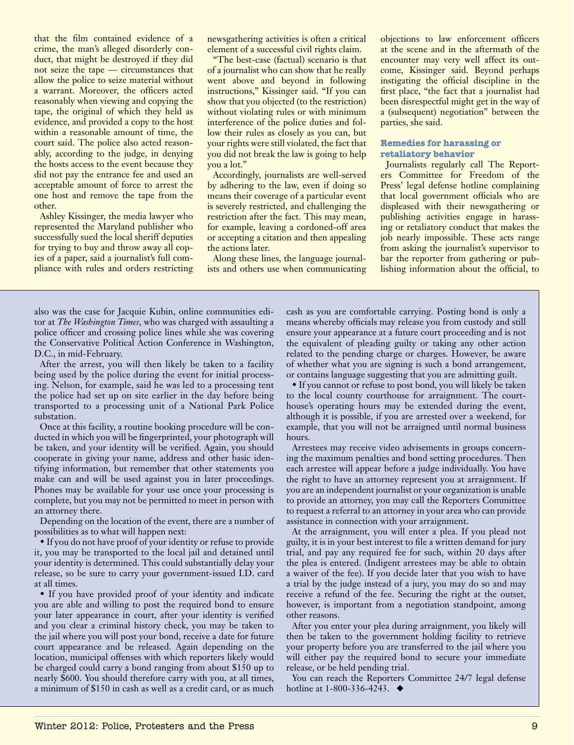that the film contained evidence of a crime, the man's alleged disorderly conduct, that might be destroyed if they did not seize the tape — circumstances that allow the police to seize material without a warrant. Moreover, the officers acted reasonably when viewing and copying the tape, the original of which they held as evidence, and provided a copy to the host within a reasonable amount of time, the court said. The police also acted reasonably, according to the judge, in denying the hosts access to the event because they did not pay the entrance fee and used an acceptable amount of force to arrest the one host and remove the tape from the other.

Ashley Kissinger, the media lawyer who represented the Maryland publisher who successfully sued the local sheriff deputies for trying to buy and throw away all copies of a paper, said a journalist's full compliance with rules and orders restricting newsgathering activities is often a critical element of a successful civil rights claim.

"The best-case (factual) scenario is that of a journalist who can show that he really went above and beyond in following instructions," Kissinger said. "If you can show that you objected (to the restriction) without violating rules or with minimum interference of the police duties and follow their rules as closely as you can, but your rights were still violated, the fact that you did not break the law is going to help you a lot."

Accordingly, journalists are well-served by adhering to the law, even if doing so means their coverage of a particular event is severely restricted, and challenging the restriction after the fact. This may mean, for example, leaving a cordoned-off area or accepting a citation and then appealing the actions later.

Along these lines, the language journalists and others use when communicating objections to law enforcement officers at the scene and in the aftermath of the encounter may very well affect its outcome, Kissinger said. Beyond perhaps instigating the official discipline in the first place, "the fact that a journalist had been disrespectful might get in the way of a (subsequent) negotiation" between the parties, she said.

### Remedies for harassing or retaliatory behavior

Journalists regularly call The Reporters Committee for Freedom of the Press' legal defense hotline complaining that local government officials who are displeased with their newsgathering or publishing activities engage in harassing or retaliatory conduct that makes the job nearly impossible. These acts range from asking the journalist's supervisor to bar the reporter from gathering or publishing information about the official, to

---

also was the case for Jacquie Kubin, online communities editor at *The Washington Times*, who was charged with assaulting a police officer and crossing police lines while she was covering the Conservative Political Action Conference in Washington, D.C., in mid-February.

After the arrest, you will then likely be taken to a facility being used by the police during the event for initial processing. Nelson, for example, said he was led to a processing tent the police had set up on site earlier in the day before being transported to a processing unit of a National Park Police substation.

Once at this facility, a routine booking procedure will be conducted in which you will be fingerprinted, your photograph will be taken, and your identity will be verified. Again, you should cooperate in giving your name, address and other basic identifying information, but remember that other statements you make can and will be used against you in later proceedings. Phones may be available for your use once your processing is complete, but you may not be permitted to meet in person with an attorney there.

Depending on the location of the event, there are a number of possibilities as to what will happen next:

- If you do not have proof of your identity or refuse to provide it, you may be transported to the local jail and detained until your identity is determined. This could substantially delay your release, so be sure to carry your government-issued I.D. card at all times.
- If you have provided proof of your identity and indicate you are able and willing to post the required bond to ensure your later appearance in court, after your identity is verified and you clear a criminal history check, you may be taken to the jail where you will post your bond, receive a date for future court appearance and be released. Again depending on the location, municipal offenses with which reporters likely would be charged could carry a bond ranging from about $150 up to nearly $600. You should therefore carry with you, at all times, a minimum of $150 in cash as well as a credit card, or as much cash as you are comfortable carrying. Posting bond is only a means whereby officials may release you from custody and still ensure your appearance at a future court proceeding and is not the equivalent of pleading guilty or taking any other action related to the pending charge or charges. However, be aware of whether what you are signing is such a bond arrangement, or contains language suggesting that you are admitting guilt.
- If you cannot or refuse to post bond, you will likely be taken to the local county courthouse for arraignment. The courthouse's operating hours may be extended during the event, although it is possible, if you are arrested over a weekend, for example, that you will not be arraigned until normal business hours.

Arrestees may receive video advisements in groups concerning the maximum penalties and bond setting procedures. Then each arrestee will appear before a judge individually. You have the right to have an attorney represent you at arraignment. If you are an independent journalist or your organization is unable to provide an attorney, you may call the Reporters Committee to request a referral to an attorney in your area who can provide assistance in connection with your arraignment.

At the arraignment, you will enter a plea. If you plead not guilty, it is in your best interest to file a written demand for jury trial, and pay any required fee for such, within 20 days after the plea is entered. (Indigent arrestees may be able to obtain a waiver of the fee). If you decide later that you wish to have a trial by the judge instead of a jury, you may do so and may receive a refund of the fee. Securing the right at the outset, however, is important from a negotiation standpoint, among other reasons.

After you enter your plea during arraignment, you likely will then be taken to the government holding facility to retrieve your property before you are transferred to the jail where you will either pay the required bond to secure your immediate release, or be held pending trial.

You can reach the Reporters Committee 24/7 legal defense hotline at 1-800-336-4243. ◆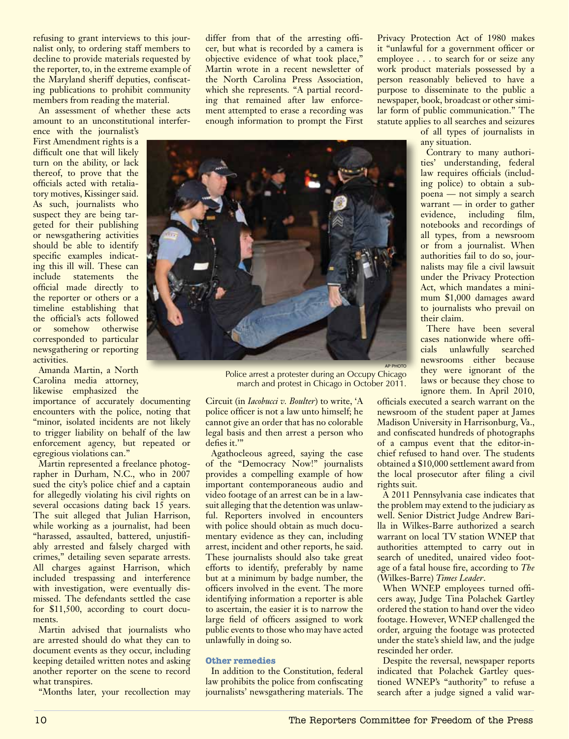refusing to grant interviews to this journalist only, to ordering staff members to decline to provide materials requested by the reporter, to, in the extreme example of the Maryland sheriff deputies, confiscating publications to prohibit community members from reading the material.

An assessment of whether these acts amount to an unconstitutional interference with the journalist's First Amendment rights is a difficult one that will likely turn on the ability, or lack thereof, to prove that the officials acted with retaliatory motives, Kissinger said. As such, journalists who suspect they are being targeted for their publishing or newsgathering activities should be able to identify specific examples indicating this ill will. These can include statements the official made directly to the reporter or others or a timeline establishing that the official's acts followed or somehow otherwise corresponded to particular newsgathering or reporting activities.

Amanda Martin, a North Carolina media attorney, likewise emphasized the importance of accurately documenting encounters with the police, noting that "minor, isolated incidents are not likely to trigger liability on behalf of the law enforcement agency, but repeated or egregious violations can."

Martin represented a freelance photographer in Durham, N.C., who in 2007 sued the city's police chief and a captain for allegedly violating his civil rights on several occasions dating back 15 years. The suit alleged that Julian Harrison, while working as a journalist, had been "harassed, assaulted, battered, unjustifiably arrested and falsely charged with crimes," detailing seven separate arrests. All charges against Harrison, which included trespassing and interference with investigation, were eventually dismissed. The defendants settled the case for $11,500, according to court documents.

Martin advised that journalists who are arrested should do what they can to document events as they occur, including keeping detailed written notes and asking another reporter on the scene to record what transpires.

"Months later, your recollection may differ from that of the arresting officer, but what is recorded by a camera is objective evidence of what took place," Martin wrote in a recent newsletter of the North Carolina Press Association, which she represents. "A partial recording that remained after law enforcement attempted to erase a recording was enough information to prompt the First Circuit (in *Iacobucci v. Boulter*) to write, 'A police officer is not a law unto himself; he cannot give an order that has no colorable legal basis and then arrest a person who defies it.'"

Agathocleous agreed, saying the case of the "Democracy Now!" journalists provides a compelling example of how important contemporaneous audio and video footage of an arrest can be in a lawsuit alleging that the detention was unlawful. Reporters involved in encounters with police should obtain as much documentary evidence as they can, including arrest, incident and other reports, he said. These journalists should also take great efforts to identify, preferably by name but at a minimum by badge number, the officers involved in the event. The more identifying information a reporter is able to ascertain, the easier it is to narrow the large field of officers assigned to work public events to those who may have acted unlawfully in doing so.

AP PHOTO

Police arrest a protester during an Occupy Chicago march and protest in Chicago in October 2011.

### Other remedies

In addition to the Constitution, federal law prohibits the police from confiscating journalists' newsgathering materials. The Privacy Protection Act of 1980 makes it "unlawful for a government officer or employee . . . to search for or seize any work product materials possessed by a person reasonably believed to have a purpose to disseminate to the public a newspaper, book, broadcast or other similar form of public communication." The statute applies to all searches and seizures of all types of journalists in any situation.

Contrary to many authorities' understanding, federal law requires officials (including police) to obtain a subpoena — not simply a search warrant — in order to gather evidence, including film, notebooks and recordings of all types, from a newsroom or from a journalist. When authorities fail to do so, journalists may file a civil lawsuit under the Privacy Protection Act, which mandates a minimum $1,000 damages award to journalists who prevail on their claim.

There have been several cases nationwide where officials unlawfully searched newsrooms either because they were ignorant of the laws or because they chose to ignore them. In April 2010, officials executed a search warrant on the newsroom of the student paper at James Madison University in Harrisonburg, Va., and confiscated hundreds of photographs of a campus event that the editor-in-chief refused to hand over. The students obtained a $10,000 settlement award from the local prosecutor after filing a civil rights suit.

A 2011 Pennsylvania case indicates that the problem may extend to the judiciary as well. Senior District Judge Andrew Barilla in Wilkes-Barre authorized a search warrant on local TV station WNEP that authorities attempted to carry out in search of unedited, unaired video footage of a fatal house fire, according to *The* (Wilkes-Barre) *Times Leader*.

When WNEP employees turned officers away, Judge Tina Polachek Gartley ordered the station to hand over the video footage. However, WNEP challenged the order, arguing the footage was protected under the state's shield law, and the judge rescinded her order.

Despite the reversal, newspaper reports indicated that Polachek Gartley questioned WNEP's "authority" to refuse a search after a judge signed a valid war-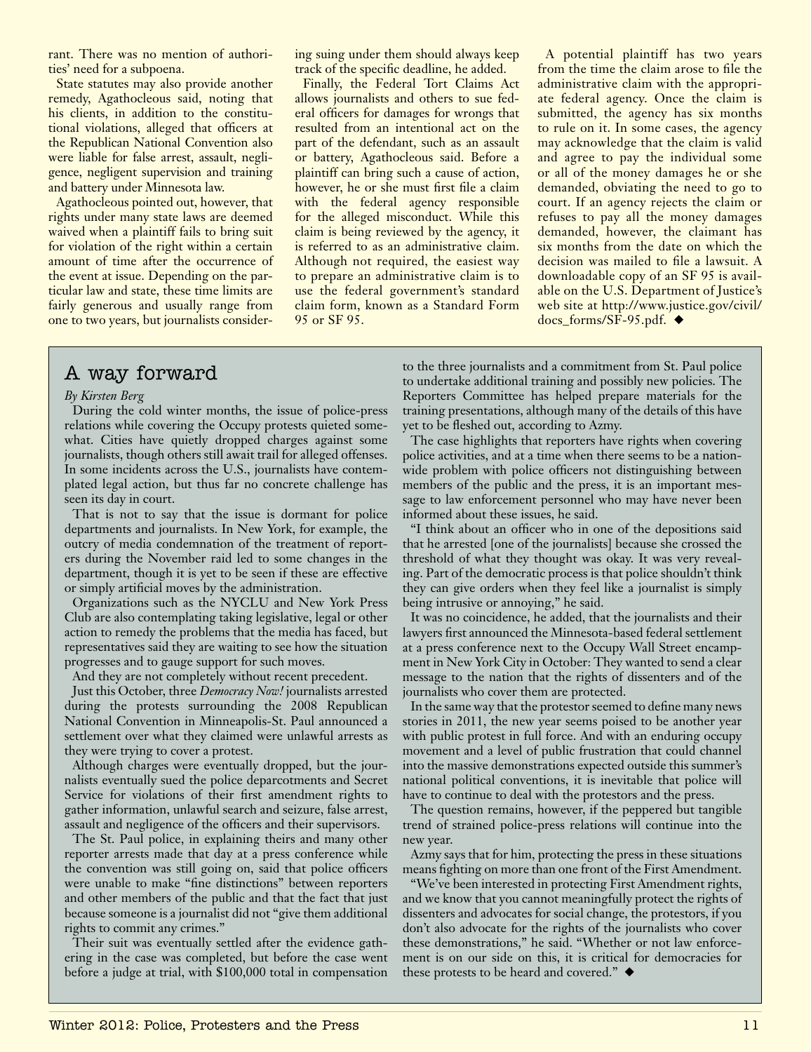rant. There was no mention of authorities' need for a subpoena.

State statutes may also provide another remedy, Agathocleous said, noting that his clients, in addition to the constitutional violations, alleged that officers at the Republican National Convention also were liable for false arrest, assault, negligence, negligent supervision and training and battery under Minnesota law.

Agathocleous pointed out, however, that rights under many state laws are deemed waived when a plaintiff fails to bring suit for violation of the right within a certain amount of time after the occurrence of the event at issue. Depending on the particular law and state, these time limits are fairly generous and usually range from one to two years, but journalists considering suing under them should always keep track of the specific deadline, he added.

Finally, the Federal Tort Claims Act allows journalists and others to sue federal officers for damages for wrongs that resulted from an intentional act on the part of the defendant, such as an assault or battery, Agathocleous said. Before a plaintiff can bring such a cause of action, however, he or she must first file a claim with the federal agency responsible for the alleged misconduct. While this claim is being reviewed by the agency, it is referred to as an administrative claim. Although not required, the easiest way to prepare an administrative claim is to use the federal government's standard claim form, known as a Standard Form 95 or SF 95.

A potential plaintiff has two years from the time the claim arose to file the administrative claim with the appropriate federal agency. Once the claim is submitted, the agency has six months to rule on it. In some cases, the agency may acknowledge that the claim is valid and agree to pay the individual some or all of the money damages he or she demanded, obviating the need to go to court. If an agency rejects the claim or refuses to pay all the money damages demanded, however, the claimant has six months from the date on which the decision was mailed to file a lawsuit. A downloadable copy of an SF 95 is available on the U.S. Department of Justice's web site at http://www.justice.gov/civil/docs_forms/SF-95.pdf. ◆

## A way forward

*By Kirsten Berg*

During the cold winter months, the issue of police-press relations while covering the Occupy protests quieted somewhat. Cities have quietly dropped charges against some journalists, though others still await trail for alleged offenses. In some incidents across the U.S., journalists have contemplated legal action, but thus far no concrete challenge has seen its day in court.

That is not to say that the issue is dormant for police departments and journalists. In New York, for example, the outcry of media condemnation of the treatment of reporters during the November raid led to some changes in the department, though it is yet to be seen if these are effective or simply artificial moves by the administration.

Organizations such as the NYCLU and New York Press Club are also contemplating taking legislative, legal or other action to remedy the problems that the media has faced, but representatives said they are waiting to see how the situation progresses and to gauge support for such moves.

And they are not completely without recent precedent.

Just this October, three *Democracy Now!* journalists arrested during the protests surrounding the 2008 Republican National Convention in Minneapolis-St. Paul announced a settlement over what they claimed were unlawful arrests as they were trying to cover a protest.

Although charges were eventually dropped, but the journalists eventually sued the police deparcotments and Secret Service for violations of their first amendment rights to gather information, unlawful search and seizure, false arrest, assault and negligence of the officers and their supervisors.

The St. Paul police, in explaining theirs and many other reporter arrests made that day at a press conference while the convention was still going on, said that police officers were unable to make "fine distinctions" between reporters and other members of the public and that the fact that just because someone is a journalist did not "give them additional rights to commit any crimes."

Their suit was eventually settled after the evidence gathering in the case was completed, but before the case went before a judge at trial, with $100,000 total in compensation to the three journalists and a commitment from St. Paul police to undertake additional training and possibly new policies. The Reporters Committee has helped prepare materials for the training presentations, although many of the details of this have yet to be fleshed out, according to Azmy.

The case highlights that reporters have rights when covering police activities, and at a time when there seems to be a nationwide problem with police officers not distinguishing between members of the public and the press, it is an important message to law enforcement personnel who may have never been informed about these issues, he said.

"I think about an officer who in one of the depositions said that he arrested [one of the journalists] because she crossed the threshold of what they thought was okay. It was very revealing. Part of the democratic process is that police shouldn't think they can give orders when they feel like a journalist is simply being intrusive or annoying," he said.

It was no coincidence, he added, that the journalists and their lawyers first announced the Minnesota-based federal settlement at a press conference next to the Occupy Wall Street encampment in New York City in October: They wanted to send a clear message to the nation that the rights of dissenters and of the journalists who cover them are protected.

In the same way that the protestor seemed to define many news stories in 2011, the new year seems poised to be another year with public protest in full force. And with an enduring occupy movement and a level of public frustration that could channel into the massive demonstrations expected outside this summer's national political conventions, it is inevitable that police will have to continue to deal with the protestors and the press.

The question remains, however, if the peppered but tangible trend of strained police-press relations will continue into the new year.

Azmy says that for him, protecting the press in these situations means fighting on more than one front of the First Amendment.

"We've been interested in protecting First Amendment rights, and we know that you cannot meaningfully protect the rights of dissenters and advocates for social change, the protestors, if you don't also advocate for the rights of the journalists who cover these demonstrations," he said. "Whether or not law enforcement is on our side on this, it is critical for democracies for these protests to be heard and covered." ◆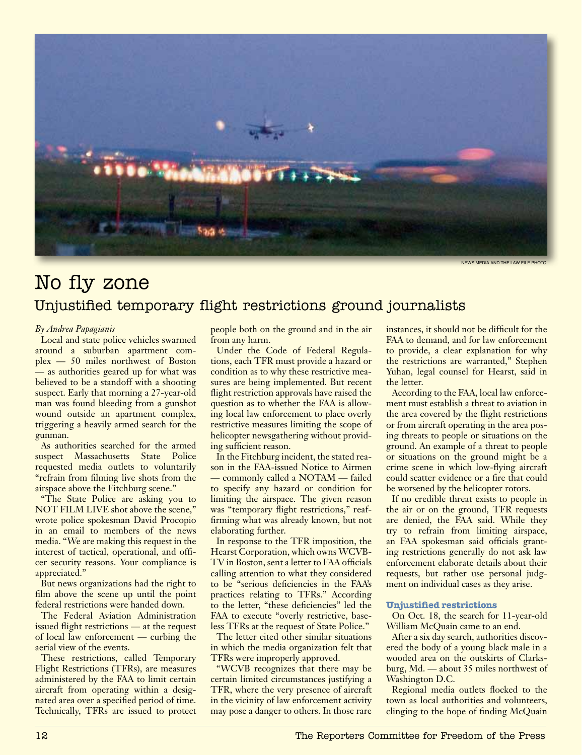NEWS MEDIA AND THE LAW FILE PHOTO

# No fly zone

## Unjustified temporary flight restrictions ground journalists

*By Andrea Papagianis*

Local and state police vehicles swarmed around a suburban apartment complex — 50 miles northwest of Boston — as authorities geared up for what was believed to be a standoff with a shooting suspect. Early that morning a 27-year-old man was found bleeding from a gunshot wound outside an apartment complex, triggering a heavily armed search for the gunman.

As authorities searched for the armed suspect Massachusetts State Police requested media outlets to voluntarily "refrain from filming live shots from the airspace above the Fitchburg scene."

"The State Police are asking you to NOT FILM LIVE shot above the scene," wrote police spokesman David Procopio in an email to members of the news media. "We are making this request in the interest of tactical, operational, and officer security reasons. Your compliance is appreciated."

But news organizations had the right to film above the scene up until the point federal restrictions were handed down.

The Federal Aviation Administration issued flight restrictions — at the request of local law enforcement — curbing the aerial view of the events.

These restrictions, called Temporary Flight Restrictions (TFRs), are measures administered by the FAA to limit certain aircraft from operating within a designated area over a specified period of time. Technically, TFRs are issued to protect people both on the ground and in the air from any harm.

Under the Code of Federal Regulations, each TFR must provide a hazard or condition as to why these restrictive measures are being implemented. But recent flight restriction approvals have raised the question as to whether the FAA is allowing local law enforcement to place overly restrictive measures limiting the scope of helicopter newsgathering without providing sufficient reason.

In the Fitchburg incident, the stated reason in the FAA-issued Notice to Airmen — commonly called a NOTAM — failed to specify any hazard or condition for limiting the airspace. The given reason was "temporary flight restrictions," reaffirming what was already known, but not elaborating further.

In response to the TFR imposition, the Hearst Corporation, which owns WCVB-TV in Boston, sent a letter to FAA officials calling attention to what they considered to be "serious deficiencies in the FAA's practices relating to TFRs." According to the letter, "these deficiencies" led the FAA to execute "overly restrictive, baseless TFRs at the request of State Police."

The letter cited other similar situations in which the media organization felt that TFRs were improperly approved.

"WCVB recognizes that there may be certain limited circumstances justifying a TFR, where the very presence of aircraft in the vicinity of law enforcement activity may pose a danger to others. In those rare instances, it should not be difficult for the FAA to demand, and for law enforcement to provide, a clear explanation for why the restrictions are warranted," Stephen Yuhan, legal counsel for Hearst, said in the letter.

According to the FAA, local law enforcement must establish a threat to aviation in the area covered by the flight restrictions or from aircraft operating in the area posing threats to people or situations on the ground. An example of a threat to people or situations on the ground might be a crime scene in which low-flying aircraft could scatter evidence or a fire that could be worsened by the helicopter rotors.

If no credible threat exists to people in the air or on the ground, TFR requests are denied, the FAA said. While they try to refrain from limiting airspace, an FAA spokesman said officials granting restrictions generally do not ask law enforcement elaborate details about their requests, but rather use personal judgment on individual cases as they arise.

### Unjustified restrictions

On Oct. 18, the search for 11-year-old William McQuain came to an end.

After a six day search, authorities discovered the body of a young black male in a wooded area on the outskirts of Clarksburg, Md. — about 35 miles northwest of Washington D.C.

Regional media outlets flocked to the town as local authorities and volunteers, clinging to the hope of finding McQuain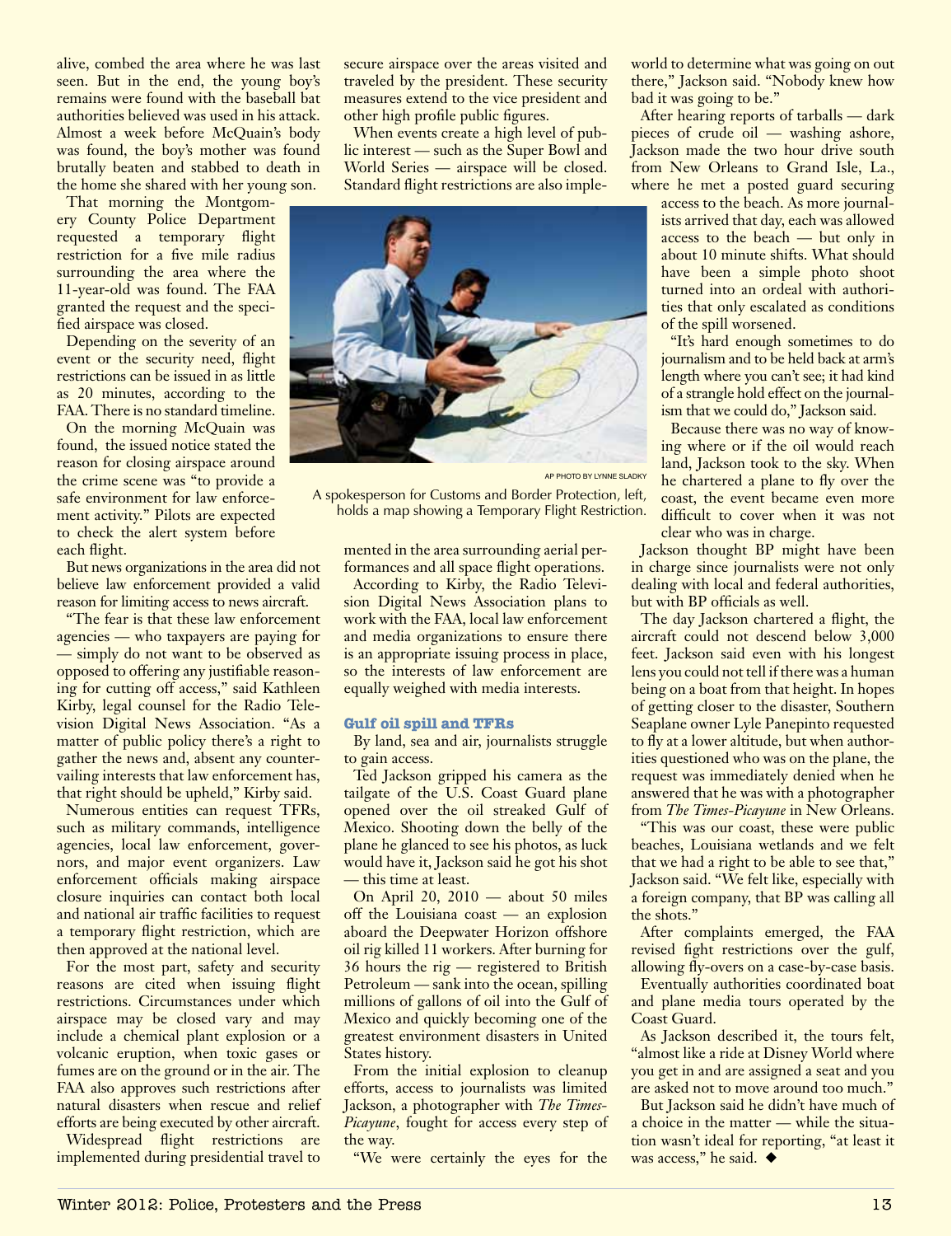alive, combed the area where he was last seen. But in the end, the young boy's remains were found with the baseball bat authorities believed was used in his attack. Almost a week before McQuain's body was found, the boy's mother was found brutally beaten and stabbed to death in the home she shared with her young son.

That morning the Montgomery County Police Department requested a temporary flight restriction for a five mile radius surrounding the area where the 11-year-old was found. The FAA granted the request and the specified airspace was closed.

Depending on the severity of an event or the security need, flight restrictions can be issued in as little as 20 minutes, according to the FAA. There is no standard timeline.

On the morning McQuain was found, the issued notice stated the reason for closing airspace around the crime scene was "to provide a safe environment for law enforcement activity." Pilots are expected to check the alert system before each flight.

But news organizations in the area did not believe law enforcement provided a valid reason for limiting access to news aircraft.

"The fear is that these law enforcement agencies — who taxpayers are paying for — simply do not want to be observed as opposed to offering any justifiable reasoning for cutting off access," said Kathleen Kirby, legal counsel for the Radio Television Digital News Association. "As a matter of public policy there's a right to gather the news and, absent any countervailing interests that law enforcement has, that right should be upheld," Kirby said.

Numerous entities can request TFRs, such as military commands, intelligence agencies, local law enforcement, governors, and major event organizers. Law enforcement officials making airspace closure inquiries can contact both local and national air traffic facilities to request a temporary flight restriction, which are then approved at the national level.

For the most part, safety and security reasons are cited when issuing flight restrictions. Circumstances under which airspace may be closed vary and may include a chemical plant explosion or a volcanic eruption, when toxic gases or fumes are on the ground or in the air. The FAA also approves such restrictions after natural disasters when rescue and relief efforts are being executed by other aircraft.

Widespread flight restrictions are implemented during presidential travel to secure airspace over the areas visited and traveled by the president. These security measures extend to the vice president and other high profile public figures.

When events create a high level of public interest — such as the Super Bowl and World Series — airspace will be closed. Standard flight restrictions are also implemented in the area surrounding aerial performances and all space flight operations.

AP PHOTO BY LYNNE SLADKY

A spokesperson for Customs and Border Protection, left, holds a map showing a Temporary Flight Restriction.

According to Kirby, the Radio Television Digital News Association plans to work with the FAA, local law enforcement and media organizations to ensure there is an appropriate issuing process in place, so the interests of law enforcement are equally weighed with media interests.

### Gulf oil spill and TFRs

By land, sea and air, journalists struggle to gain access.

Ted Jackson gripped his camera as the tailgate of the U.S. Coast Guard plane opened over the oil streaked Gulf of Mexico. Shooting down the belly of the plane he glanced to see his photos, as luck would have it, Jackson said he got his shot — this time at least.

On April 20, 2010 — about 50 miles off the Louisiana coast — an explosion aboard the Deepwater Horizon offshore oil rig killed 11 workers. After burning for 36 hours the rig — registered to British Petroleum — sank into the ocean, spilling millions of gallons of oil into the Gulf of Mexico and quickly becoming one of the greatest environment disasters in United States history.

From the initial explosion to cleanup efforts, access to journalists was limited Jackson, a photographer with *The Times-Picayune*, fought for access every step of the way.

"We were certainly the eyes for the world to determine what was going on out there," Jackson said. "Nobody knew how bad it was going to be."

After hearing reports of tarballs — dark pieces of crude oil — washing ashore, Jackson made the two hour drive south from New Orleans to Grand Isle, La., where he met a posted guard securing access to the beach. As more journalists arrived that day, each was allowed access to the beach — but only in about 10 minute shifts. What should have been a simple photo shoot turned into an ordeal with authorities that only escalated as conditions of the spill worsened.

"It's hard enough sometimes to do journalism and to be held back at arm's length where you can't see; it had kind of a strangle hold effect on the journalism that we could do," Jackson said.

Because there was no way of knowing where or if the oil would reach land, Jackson took to the sky. When he chartered a plane to fly over the coast, the event became even more difficult to cover when it was not clear who was in charge.

Jackson thought BP might have been in charge since journalists were not only dealing with local and federal authorities, but with BP officials as well.

The day Jackson chartered a flight, the aircraft could not descend below 3,000 feet. Jackson said even with his longest lens you could not tell if there was a human being on a boat from that height. In hopes of getting closer to the disaster, Southern Seaplane owner Lyle Panepinto requested to fly at a lower altitude, but when authorities questioned who was on the plane, the request was immediately denied when he answered that he was with a photographer from *The Times-Picayune* in New Orleans.

"This was our coast, these were public beaches, Louisiana wetlands and we felt that we had a right to be able to see that," Jackson said. "We felt like, especially with a foreign company, that BP was calling all the shots."

After complaints emerged, the FAA revised fight restrictions over the gulf, allowing fly-overs on a case-by-case basis.

Eventually authorities coordinated boat and plane media tours operated by the Coast Guard.

As Jackson described it, the tours felt, "almost like a ride at Disney World where you get in and are assigned a seat and you are asked not to move around too much."

But Jackson said he didn't have much of a choice in the matter — while the situation wasn't ideal for reporting, "at least it was access," he said. ◆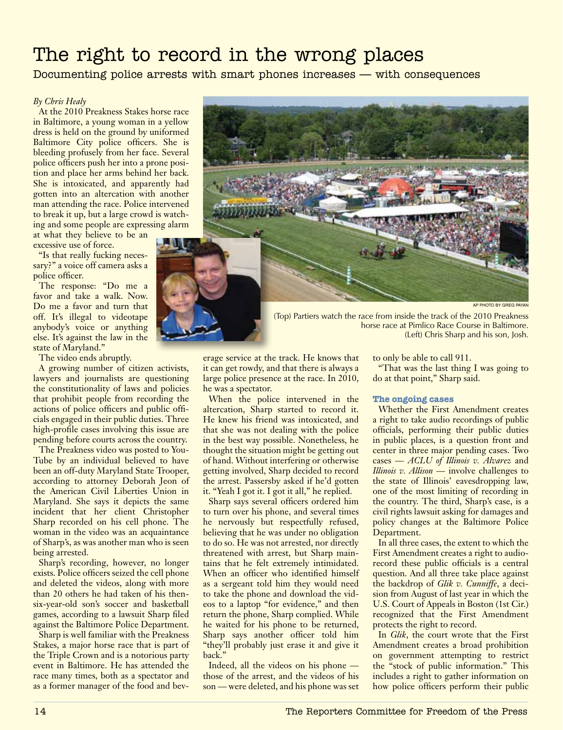# The right to record in the wrong places

Documenting police arrests with smart phones increases — with consequences

*By Chris Healy*

At the 2010 Preakness Stakes horse race in Baltimore, a young woman in a yellow dress is held on the ground by uniformed Baltimore City police officers. She is bleeding profusely from her face. Several police officers push her into a prone position and place her arms behind her back. She is intoxicated, and apparently had gotten into an altercation with another man attending the race. Police intervened to break it up, but a large crowd is watching and some people are expressing alarm at what they believe to be an excessive use of force.

"Is that really fucking necessary?" a voice off camera asks a police officer.

The response: "Do me a favor and take a walk. Now. Do me a favor and turn that off. It's illegal to videotape anybody's voice or anything else. It's against the law in the state of Maryland."

The video ends abruptly.

A growing number of citizen activists, lawyers and journalists are questioning the constitutionality of laws and policies that prohibit people from recording the actions of police officers and public officials engaged in their public duties. Three high-profile cases involving this issue are pending before courts across the country.

The Preakness video was posted to YouTube by an individual believed to have been an off-duty Maryland State Trooper, according to attorney Deborah Jeon of the American Civil Liberties Union in Maryland. She says it depicts the same incident that her client Christopher Sharp recorded on his cell phone. The woman in the video was an acquaintance of Sharp's, as was another man who is seen being arrested.

Sharp's recording, however, no longer exists. Police officers seized the cell phone and deleted the videos, along with more than 20 others he had taken of his then-six-year-old son's soccer and basketball games, according to a lawsuit Sharp filed against the Baltimore Police Department.

Sharp is well familiar with the Preakness Stakes, a major horse race that is part of the Triple Crown and is a notorious party event in Baltimore. He has attended the race many times, both as a spectator and as a former manager of the food and beverage service at the track. He knows that it can get rowdy, and that there is always a large police presence at the race. In 2010, he was a spectator.

When the police intervened in the altercation, Sharp started to record it. He knew his friend was intoxicated, and that she was not dealing with the police in the best way possible. Nonetheless, he thought the situation might be getting out of hand. Without interfering or otherwise getting involved, Sharp decided to record the arrest. Passersby asked if he'd gotten it. "Yeah I got it. I got it all," he replied.

Sharp says several officers ordered him to turn over his phone, and several times he nervously but respectfully refused, believing that he was under no obligation to do so. He was not arrested, nor directly threatened with arrest, but Sharp maintains that he felt extremely intimidated. When an officer who identified himself as a sergeant told him they would need to take the phone and download the videos to a laptop "for evidence," and then return the phone, Sharp complied. While he waited for his phone to be returned, Sharp says another officer told him "they'll probably just erase it and give it back."

Indeed, all the videos on his phone — those of the arrest, and the videos of his son — were deleted, and his phone was set to only be able to call 911.

"That was the last thing I was going to do at that point," Sharp said.

AP PHOTO BY GREG PAYAN

(Top) Partiers watch the race from inside the track of the 2010 Preakness horse race at Pimlico Race Course in Baltimore. (Left) Chris Sharp and his son, Josh.

### The ongoing cases

Whether the First Amendment creates a right to take audio recordings of public officials, performing their public duties in public places, is a question front and center in three major pending cases. Two cases — *ACLU of Illinois v. Alvarez* and *Illinois v. Allison* — involve challenges to the state of Illinois' eavesdropping law, one of the most limiting of recording in the country. The third, Sharp's case, is a civil rights lawsuit asking for damages and policy changes at the Baltimore Police Department.

In all three cases, the extent to which the First Amendment creates a right to audio-record these public officials is a central question. And all three take place against the backdrop of *Glik v. Cunniffe*, a decision from August of last year in which the U.S. Court of Appeals in Boston (1st Cir.) recognized that the First Amendment protects the right to record.

In *Glik*, the court wrote that the First Amendment creates a broad prohibition on government attempting to restrict the "stock of public information." This includes a right to gather information on how police officers perform their public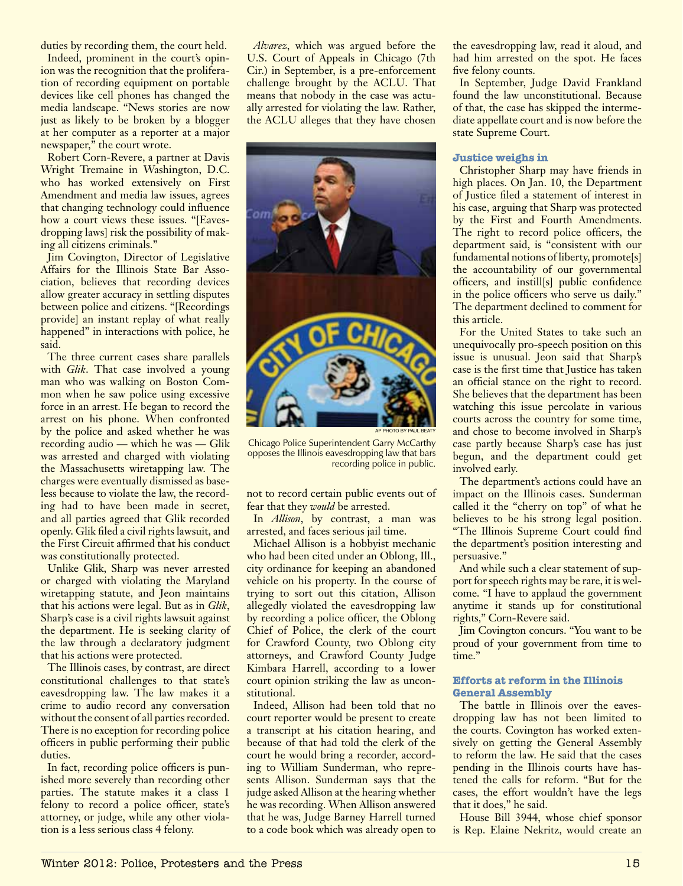duties by recording them, the court held.

Indeed, prominent in the court's opinion was the recognition that the proliferation of recording equipment on portable devices like cell phones has changed the media landscape. "News stories are now just as likely to be broken by a blogger at her computer as a reporter at a major newspaper," the court wrote.

Robert Corn-Revere, a partner at Davis Wright Tremaine in Washington, D.C. who has worked extensively on First Amendment and media law issues, agrees that changing technology could influence how a court views these issues. "[Eavesdropping laws] risk the possibility of making all citizens criminals."

Jim Covington, Director of Legislative Affairs for the Illinois State Bar Association, believes that recording devices allow greater accuracy in settling disputes between police and citizens. "[Recordings provide] an instant replay of what really happened" in interactions with police, he said.

The three current cases share parallels with *Glik*. That case involved a young man who was walking on Boston Common when he saw police using excessive force in an arrest. He began to record the arrest on his phone. When confronted by the police and asked whether he was recording audio — which he was — Glik was arrested and charged with violating the Massachusetts wiretapping law. The charges were eventually dismissed as baseless because to violate the law, the recording had to have been made in secret, and all parties agreed that Glik recorded openly. Glik filed a civil rights lawsuit, and the First Circuit affirmed that his conduct was constitutionally protected.

Unlike Glik, Sharp was never arrested or charged with violating the Maryland wiretapping statute, and Jeon maintains that his actions were legal. But as in *Glik*, Sharp's case is a civil rights lawsuit against the department. He is seeking clarity of the law through a declaratory judgment that his actions were protected.

The Illinois cases, by contrast, are direct constitutional challenges to that state's eavesdropping law. The law makes it a crime to audio record any conversation without the consent of all parties recorded. There is no exception for recording police officers in public performing their public duties.

In fact, recording police officers is punished more severely than recording other parties. The statute makes it a class 1 felony to record a police officer, state's attorney, or judge, while any other violation is a less serious class 4 felony.

*Alvarez*, which was argued before the U.S. Court of Appeals in Chicago (7th Cir.) in September, is a pre-enforcement challenge brought by the ACLU. That means that nobody in the case was actually arrested for violating the law. Rather, the ACLU alleges that they have chosen not to record certain public events out of fear that they *would* be arrested.

AP PHOTO BY PAUL BEATY

Chicago Police Superintendent Garry McCarthy opposes the Illinois eavesdropping law that bars recording police in public.

In *Allison*, by contrast, a man was arrested, and faces serious jail time.

Michael Allison is a hobbyist mechanic who had been cited under an Oblong, Ill., city ordinance for keeping an abandoned vehicle on his property. In the course of trying to sort out this citation, Allison allegedly violated the eavesdropping law by recording a police officer, the Oblong Chief of Police, the clerk of the court for Crawford County, two Oblong city attorneys, and Crawford County Judge Kimbara Harrell, according to a lower court opinion striking the law as unconstitutional.

Indeed, Allison had been told that no court reporter would be present to create a transcript at his citation hearing, and because of that had told the clerk of the court he would bring a recorder, according to William Sunderman, who represents Allison. Sunderman says that the judge asked Allison at the hearing whether he was recording. When Allison answered that he was, Judge Barney Harrell turned to a code book which was already open to the eavesdropping law, read it aloud, and had him arrested on the spot. He faces five felony counts.

In September, Judge David Frankland found the law unconstitutional. Because of that, the case has skipped the intermediate appellate court and is now before the state Supreme Court.

### Justice weighs in

Christopher Sharp may have friends in high places. On Jan. 10, the Department of Justice filed a statement of interest in his case, arguing that Sharp was protected by the First and Fourth Amendments. The right to record police officers, the department said, is "consistent with our fundamental notions of liberty, promote[s] the accountability of our governmental officers, and instill[s] public confidence in the police officers who serve us daily." The department declined to comment for this article.

For the United States to take such an unequivocally pro-speech position on this issue is unusual. Jeon said that Sharp's case is the first time that Justice has taken an official stance on the right to record. She believes that the department has been watching this issue percolate in various courts across the country for some time, and chose to become involved in Sharp's case partly because Sharp's case has just begun, and the department could get involved early.

The department's actions could have an impact on the Illinois cases. Sunderman called it the "cherry on top" of what he believes to be his strong legal position. "The Illinois Supreme Court could find the department's position interesting and persuasive."

And while such a clear statement of support for speech rights may be rare, it is welcome. "I have to applaud the government anytime it stands up for constitutional rights," Corn-Revere said.

Jim Covington concurs. "You want to be proud of your government from time to time."

### Efforts at reform in the Illinois General Assembly

The battle in Illinois over the eavesdropping law has not been limited to the courts. Covington has worked extensively on getting the General Assembly to reform the law. He said that the cases pending in the Illinois courts have hastened the calls for reform. "But for the cases, the effort wouldn't have the legs that it does," he said.

House Bill 3944, whose chief sponsor is Rep. Elaine Nekritz, would create an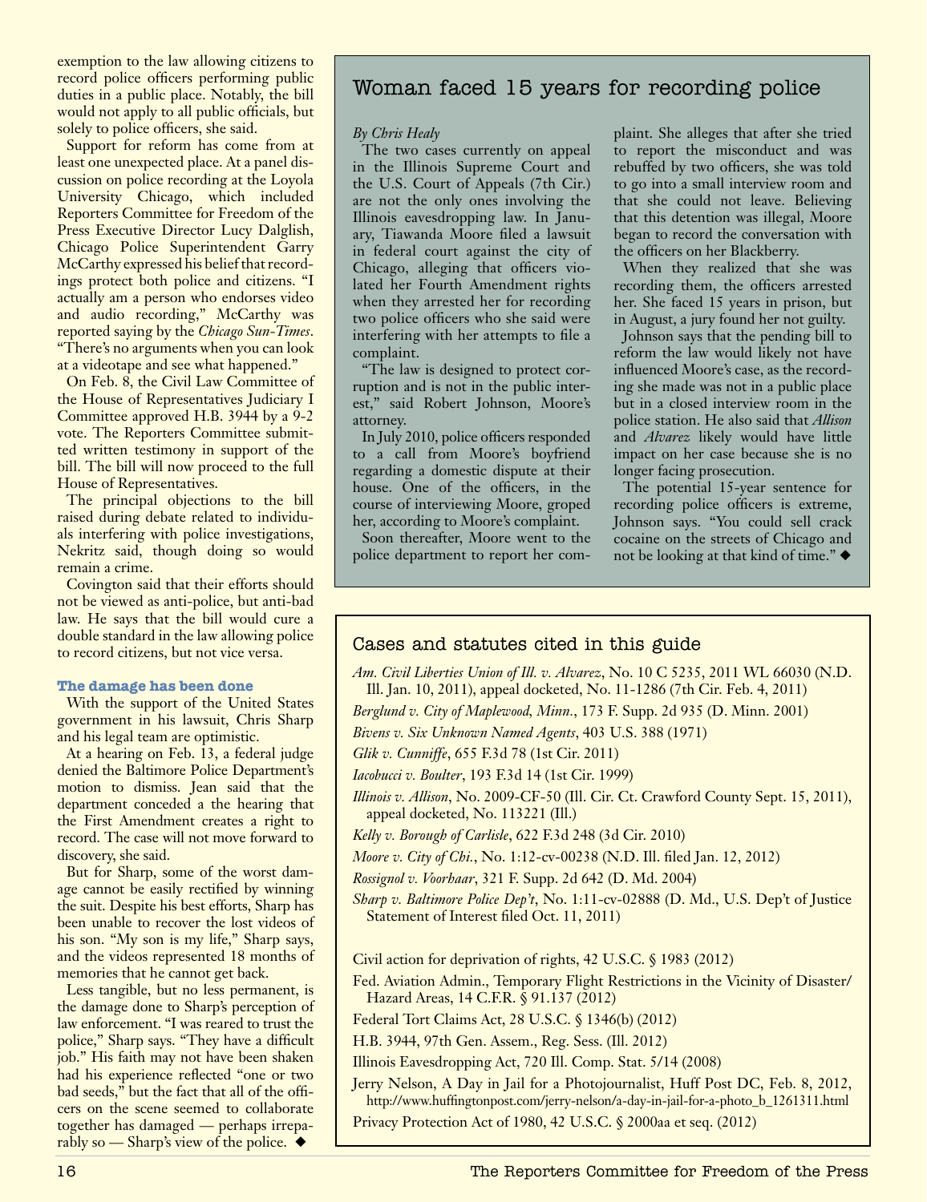exemption to the law allowing citizens to record police officers performing public duties in a public place. Notably, the bill would not apply to all public officials, but solely to police officers, she said.

Support for reform has come from at least one unexpected place. At a panel discussion on police recording at the Loyola University Chicago, which included Reporters Committee for Freedom of the Press Executive Director Lucy Dalglish, Chicago Police Superintendent Garry McCarthy expressed his belief that recordings protect both police and citizens. "I actually am a person who endorses video and audio recording," McCarthy was reported saying by the *Chicago Sun-Times*. "There's no arguments when you can look at a videotape and see what happened."

On Feb. 8, the Civil Law Committee of the House of Representatives Judiciary I Committee approved H.B. 3944 by a 9-2 vote. The Reporters Committee submitted written testimony in support of the bill. The bill will now proceed to the full House of Representatives.

The principal objections to the bill raised during debate related to individuals interfering with police investigations, Nekritz said, though doing so would remain a crime.

Covington said that their efforts should not be viewed as anti-police, but anti-bad law. He says that the bill would cure a double standard in the law allowing police to record citizens, but not vice versa.

### The damage has been done

With the support of the United States government in his lawsuit, Chris Sharp and his legal team are optimistic.

At a hearing on Feb. 13, a federal judge denied the Baltimore Police Department's motion to dismiss. Jean said that the department conceded a the hearing that the First Amendment creates a right to record. The case will not move forward to discovery, she said.

But for Sharp, some of the worst damage cannot be easily rectified by winning the suit. Despite his best efforts, Sharp has been unable to recover the lost videos of his son. "My son is my life," Sharp says, and the videos represented 18 months of memories that he cannot get back.

Less tangible, but no less permanent, is the damage done to Sharp's perception of law enforcement. "I was reared to trust the police," Sharp says. "They have a difficult job." His faith may not have been shaken had his experience reflected "one or two bad seeds," but the fact that all of the officers on the scene seemed to collaborate together has damaged — perhaps irreparably so — Sharp's view of the police. ◆

## Woman faced 15 years for recording police

*By Chris Healy*

The two cases currently on appeal in the Illinois Supreme Court and the U.S. Court of Appeals (7th Cir.) are not the only ones involving the Illinois eavesdropping law. In January, Tiawanda Moore filed a lawsuit in federal court against the city of Chicago, alleging that officers violated her Fourth Amendment rights when they arrested her for recording two police officers who she said were interfering with her attempts to file a complaint.

"The law is designed to protect corruption and is not in the public interest," said Robert Johnson, Moore's attorney.

In July 2010, police officers responded to a call from Moore's boyfriend regarding a domestic dispute at their house. One of the officers, in the course of interviewing Moore, groped her, according to Moore's complaint.

Soon thereafter, Moore went to the police department to report her complaint. She alleges that after she tried to report the misconduct and was rebuffed by two officers, she was told to go into a small interview room and that she could not leave. Believing that this detention was illegal, Moore began to record the conversation with the officers on her Blackberry.

When they realized that she was recording them, the officers arrested her. She faced 15 years in prison, but in August, a jury found her not guilty.

Johnson says that the pending bill to reform the law would likely not have influenced Moore's case, as the recording she made was not in a public place but in a closed interview room in the police station. He also said that *Allison* and *Alvarez* likely would have little impact on her case because she is no longer facing prosecution.

The potential 15-year sentence for recording police officers is extreme, Johnson says. "You could sell crack cocaine on the streets of Chicago and not be looking at that kind of time." ◆

## Cases and statutes cited in this guide

*Am. Civil Liberties Union of Ill. v. Alvarez*, No. 10 C 5235, 2011 WL 66030 (N.D. Ill. Jan. 10, 2011), appeal docketed, No. 11-1286 (7th Cir. Feb. 4, 2011)

*Berglund v. City of Maplewood, Minn.*, 173 F. Supp. 2d 935 (D. Minn. 2001)

*Bivens v. Six Unknown Named Agents*, 403 U.S. 388 (1971)

*Glik v. Cunniffe*, 655 F.3d 78 (1st Cir. 2011)

*Iacobucci v. Boulter*, 193 F.3d 14 (1st Cir. 1999)

*Illinois v. Allison*, No. 2009-CF-50 (Ill. Cir. Ct. Crawford County Sept. 15, 2011), appeal docketed, No. 113221 (Ill.)

*Kelly v. Borough of Carlisle*, 622 F.3d 248 (3d Cir. 2010)

*Moore v. City of Chi.*, No. 1:12-cv-00238 (N.D. Ill. filed Jan. 12, 2012)

*Rossignol v. Voorhaar*, 321 F. Supp. 2d 642 (D. Md. 2004)

*Sharp v. Baltimore Police Dep't*, No. 1:11-cv-02888 (D. Md., U.S. Dep't of Justice Statement of Interest filed Oct. 11, 2011)

Civil action for deprivation of rights, 42 U.S.C. § 1983 (2012)

Fed. Aviation Admin., Temporary Flight Restrictions in the Vicinity of Disaster/Hazard Areas, 14 C.F.R. § 91.137 (2012)

Federal Tort Claims Act, 28 U.S.C. § 1346(b) (2012)

H.B. 3944, 97th Gen. Assem., Reg. Sess. (Ill. 2012)

Illinois Eavesdropping Act, 720 Ill. Comp. Stat. 5/14 (2008)

Jerry Nelson, A Day in Jail for a Photojournalist, Huff Post DC, Feb. 8, 2012, http://www.huffingtonpost.com/jerry-nelson/a-day-in-jail-for-a-photo_b_1261311.html

Privacy Protection Act of 1980, 42 U.S.C. § 2000aa et seq. (2012)